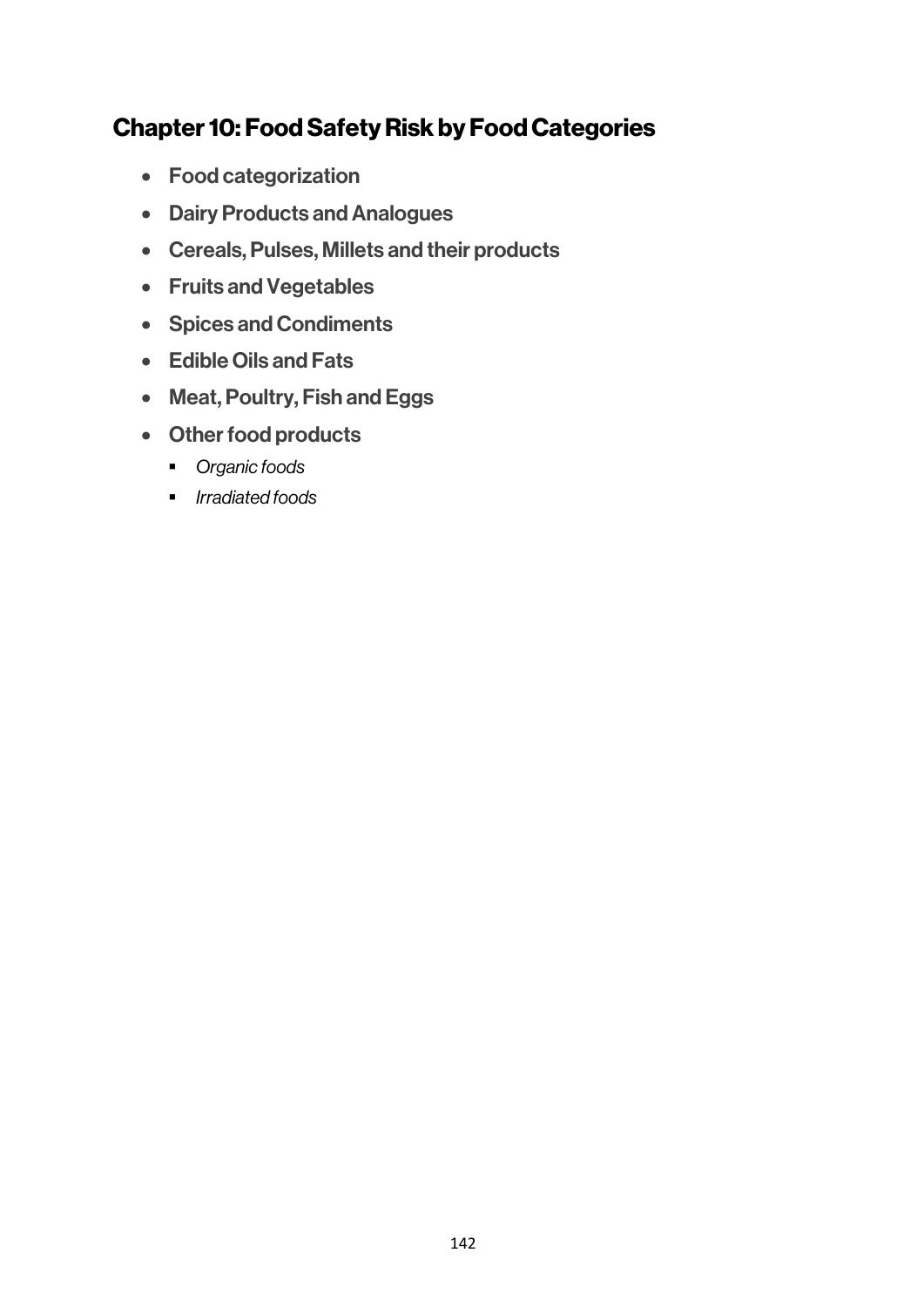## Chapter 10: Food Safety Risk by Food Categories

- **Food categorization**
- **Dairy Products and Analogues**
- **Cereals, Pulses, Millets and their products**
- **Fruits and Vegetables**
- **Spices and Condiments**
- **Edible Oils and Fats**
- **Meat, Poultry, Fish and Eggs**
- **Other food products**
  - *Organic foods*
  - *Irradiated foods*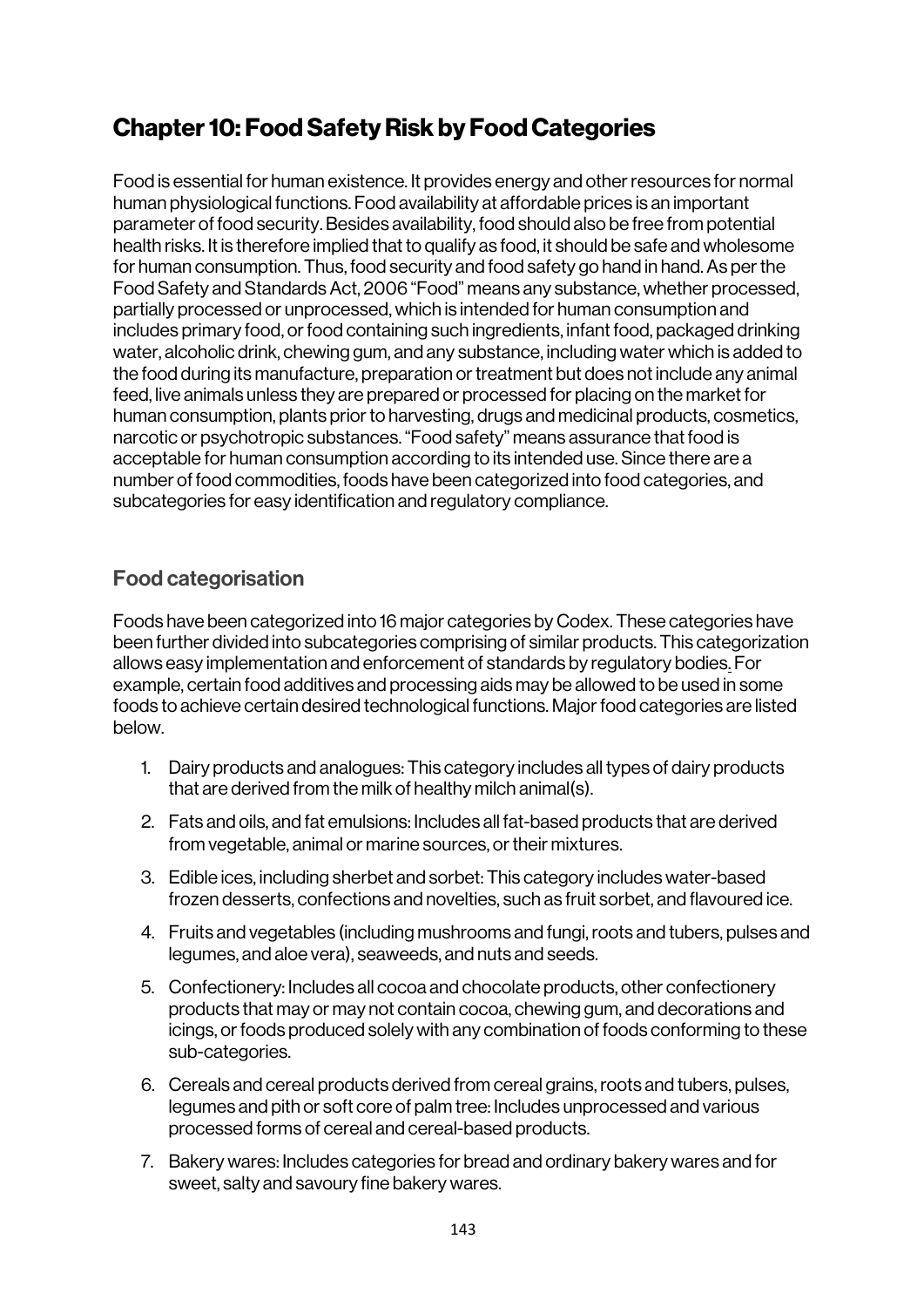# Chapter 10: Food Safety Risk by Food Categories

Food is essential for human existence. It provides energy and other resources for normal human physiological functions. Food availability at affordable prices is an important parameter of food security. Besides availability, food should also be free from potential health risks. It is therefore implied that to qualify as food, it should be safe and wholesome for human consumption. Thus, food security and food safety go hand in hand. As per the Food Safety and Standards Act, 2006 "Food" means any substance, whether processed, partially processed or unprocessed, which is intended for human consumption and includes primary food, or food containing such ingredients, infant food, packaged drinking water, alcoholic drink, chewing gum, and any substance, including water which is added to the food during its manufacture, preparation or treatment but does not include any animal feed, live animals unless they are prepared or processed for placing on the market for human consumption, plants prior to harvesting, drugs and medicinal products, cosmetics, narcotic or psychotropic substances. "Food safety" means assurance that food is acceptable for human consumption according to its intended use. Since there are a number of food commodities, foods have been categorized into food categories, and subcategories for easy identification and regulatory compliance.

## Food categorisation

Foods have been categorized into 16 major categories by Codex. These categories have been further divided into subcategories comprising of similar products. This categorization allows easy implementation and enforcement of standards by regulatory bodies. For example, certain food additives and processing aids may be allowed to be used in some foods to achieve certain desired technological functions. Major food categories are listed below.

1. Dairy products and analogues: This category includes all types of dairy products that are derived from the milk of healthy milch animal(s).
2. Fats and oils, and fat emulsions: Includes all fat-based products that are derived from vegetable, animal or marine sources, or their mixtures.
3. Edible ices, including sherbet and sorbet: This category includes water-based frozen desserts, confections and novelties, such as fruit sorbet, and flavoured ice.
4. Fruits and vegetables (including mushrooms and fungi, roots and tubers, pulses and legumes, and aloe vera), seaweeds, and nuts and seeds.
5. Confectionery: Includes all cocoa and chocolate products, other confectionery products that may or may not contain cocoa, chewing gum, and decorations and icings, or foods produced solely with any combination of foods conforming to these sub-categories.
6. Cereals and cereal products derived from cereal grains, roots and tubers, pulses, legumes and pith or soft core of palm tree: Includes unprocessed and various processed forms of cereal and cereal-based products.
7. Bakery wares: Includes categories for bread and ordinary bakery wares and for sweet, salty and savoury fine bakery wares.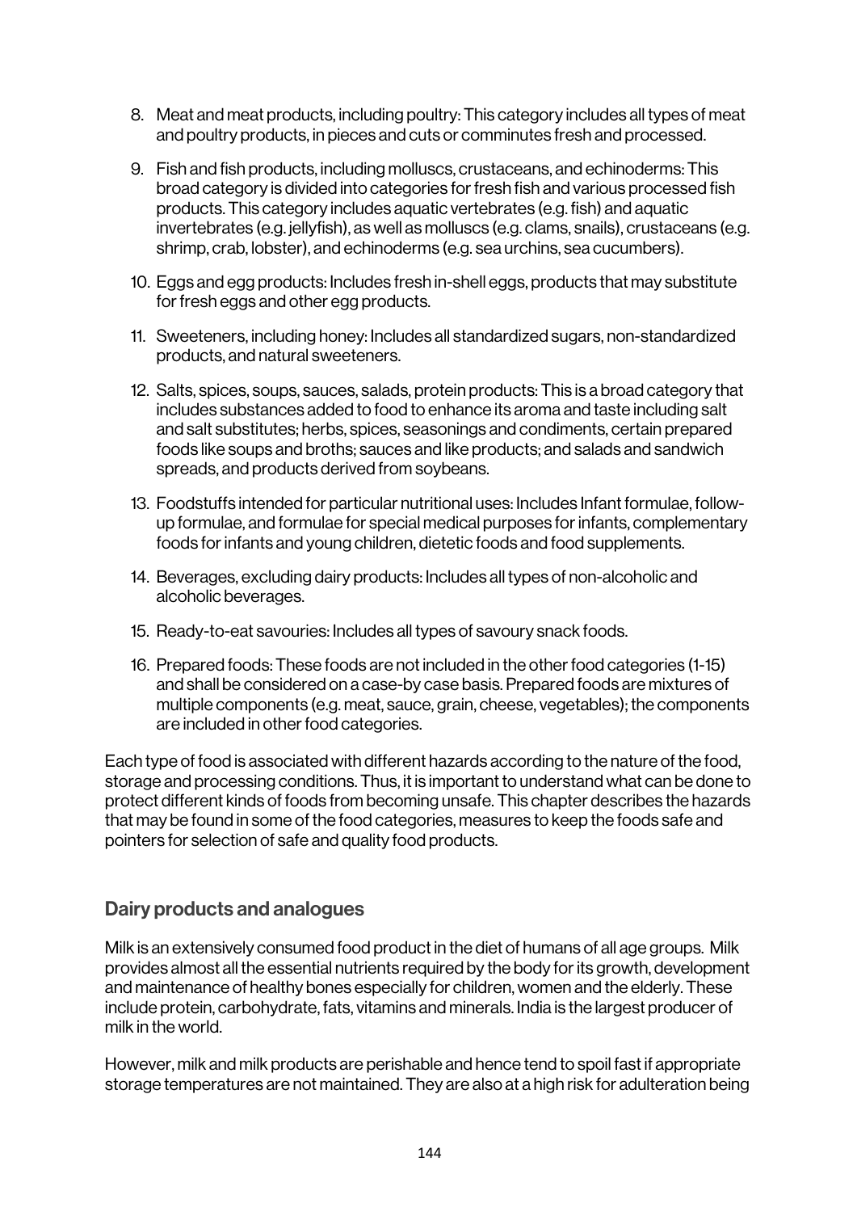8. Meat and meat products, including poultry: This category includes all types of meat and poultry products, in pieces and cuts or comminutes fresh and processed.

9. Fish and fish products, including molluscs, crustaceans, and echinoderms: This broad category is divided into categories for fresh fish and various processed fish products. This category includes aquatic vertebrates (e.g. fish) and aquatic invertebrates (e.g. jellyfish), as well as molluscs (e.g. clams, snails), crustaceans (e.g. shrimp, crab, lobster), and echinoderms (e.g. sea urchins, sea cucumbers).

10. Eggs and egg products: Includes fresh in-shell eggs, products that may substitute for fresh eggs and other egg products.

11. Sweeteners, including honey: Includes all standardized sugars, non-standardized products, and natural sweeteners.

12. Salts, spices, soups, sauces, salads, protein products: This is a broad category that includes substances added to food to enhance its aroma and taste including salt and salt substitutes; herbs, spices, seasonings and condiments, certain prepared foods like soups and broths; sauces and like products; and salads and sandwich spreads, and products derived from soybeans.

13. Foodstuffs intended for particular nutritional uses: Includes Infant formulae, follow-up formulae, and formulae for special medical purposes for infants, complementary foods for infants and young children, dietetic foods and food supplements.

14. Beverages, excluding dairy products: Includes all types of non-alcoholic and alcoholic beverages.

15. Ready-to-eat savouries: Includes all types of savoury snack foods.

16. Prepared foods: These foods are not included in the other food categories (1-15) and shall be considered on a case-by case basis. Prepared foods are mixtures of multiple components (e.g. meat, sauce, grain, cheese, vegetables); the components are included in other food categories.

Each type of food is associated with different hazards according to the nature of the food, storage and processing conditions. Thus, it is important to understand what can be done to protect different kinds of foods from becoming unsafe. This chapter describes the hazards that may be found in some of the food categories, measures to keep the foods safe and pointers for selection of safe and quality food products.

## Dairy products and analogues

Milk is an extensively consumed food product in the diet of humans of all age groups. Milk provides almost all the essential nutrients required by the body for its growth, development and maintenance of healthy bones especially for children, women and the elderly. These include protein, carbohydrate, fats, vitamins and minerals. India is the largest producer of milk in the world.

However, milk and milk products are perishable and hence tend to spoil fast if appropriate storage temperatures are not maintained. They are also at a high risk for adulteration being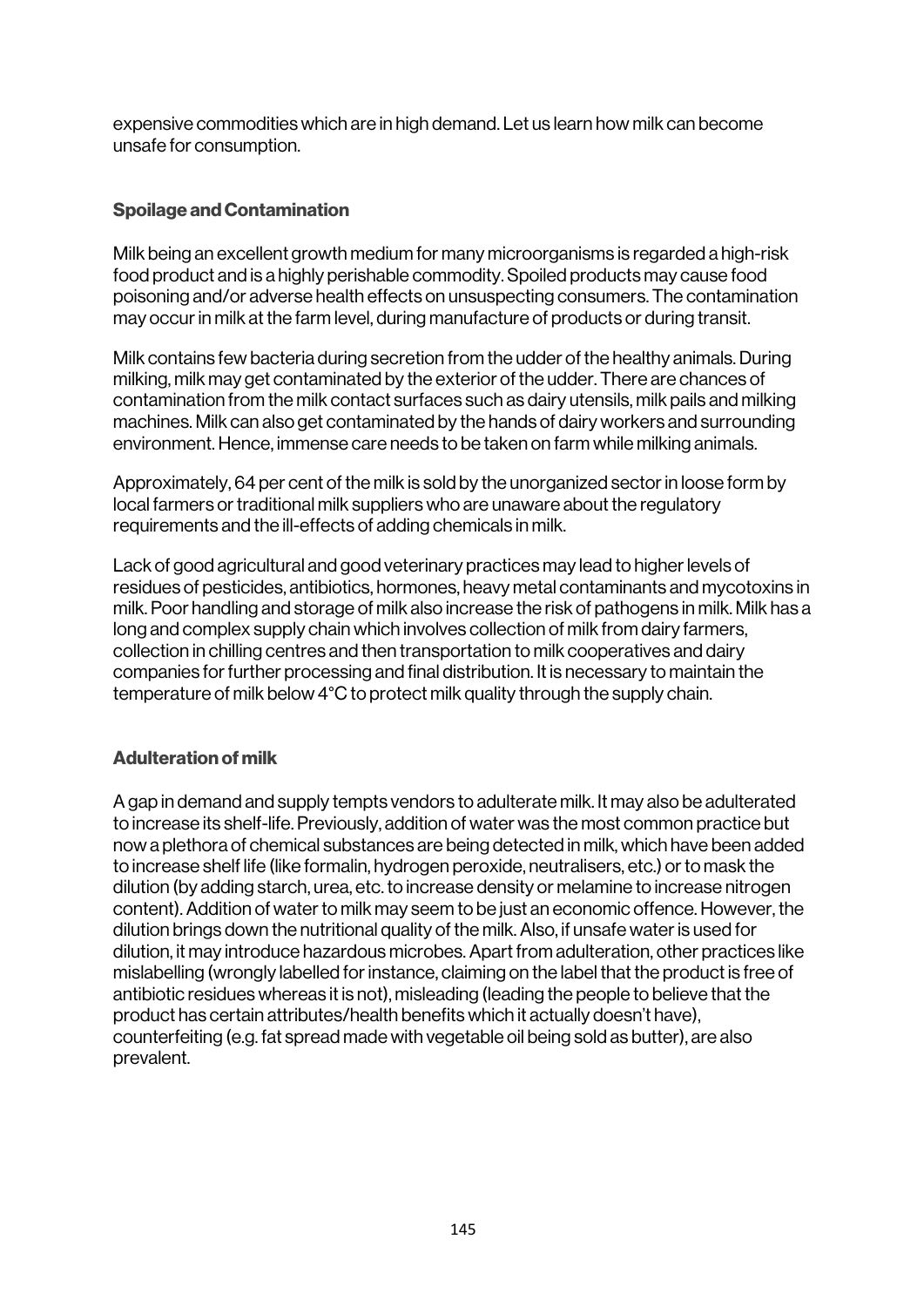expensive commodities which are in high demand. Let us learn how milk can become unsafe for consumption.

### Spoilage and Contamination

Milk being an excellent growth medium for many microorganisms is regarded a high-risk food product and is a highly perishable commodity. Spoiled products may cause food poisoning and/or adverse health effects on unsuspecting consumers. The contamination may occur in milk at the farm level, during manufacture of products or during transit.

Milk contains few bacteria during secretion from the udder of the healthy animals. During milking, milk may get contaminated by the exterior of the udder. There are chances of contamination from the milk contact surfaces such as dairy utensils, milk pails and milking machines. Milk can also get contaminated by the hands of dairy workers and surrounding environment. Hence, immense care needs to be taken on farm while milking animals.

Approximately, 64 per cent of the milk is sold by the unorganized sector in loose form by local farmers or traditional milk suppliers who are unaware about the regulatory requirements and the ill-effects of adding chemicals in milk.

Lack of good agricultural and good veterinary practices may lead to higher levels of residues of pesticides, antibiotics, hormones, heavy metal contaminants and mycotoxins in milk. Poor handling and storage of milk also increase the risk of pathogens in milk. Milk has a long and complex supply chain which involves collection of milk from dairy farmers, collection in chilling centres and then transportation to milk cooperatives and dairy companies for further processing and final distribution. It is necessary to maintain the temperature of milk below 4°C to protect milk quality through the supply chain.

### Adulteration of milk

A gap in demand and supply tempts vendors to adulterate milk. It may also be adulterated to increase its shelf-life. Previously, addition of water was the most common practice but now a plethora of chemical substances are being detected in milk, which have been added to increase shelf life (like formalin, hydrogen peroxide, neutralisers, etc.) or to mask the dilution (by adding starch, urea, etc. to increase density or melamine to increase nitrogen content). Addition of water to milk may seem to be just an economic offence. However, the dilution brings down the nutritional quality of the milk. Also, if unsafe water is used for dilution, it may introduce hazardous microbes. Apart from adulteration, other practices like mislabelling (wrongly labelled for instance, claiming on the label that the product is free of antibiotic residues whereas it is not), misleading (leading the people to believe that the product has certain attributes/health benefits which it actually doesn't have), counterfeiting (e.g. fat spread made with vegetable oil being sold as butter), are also prevalent.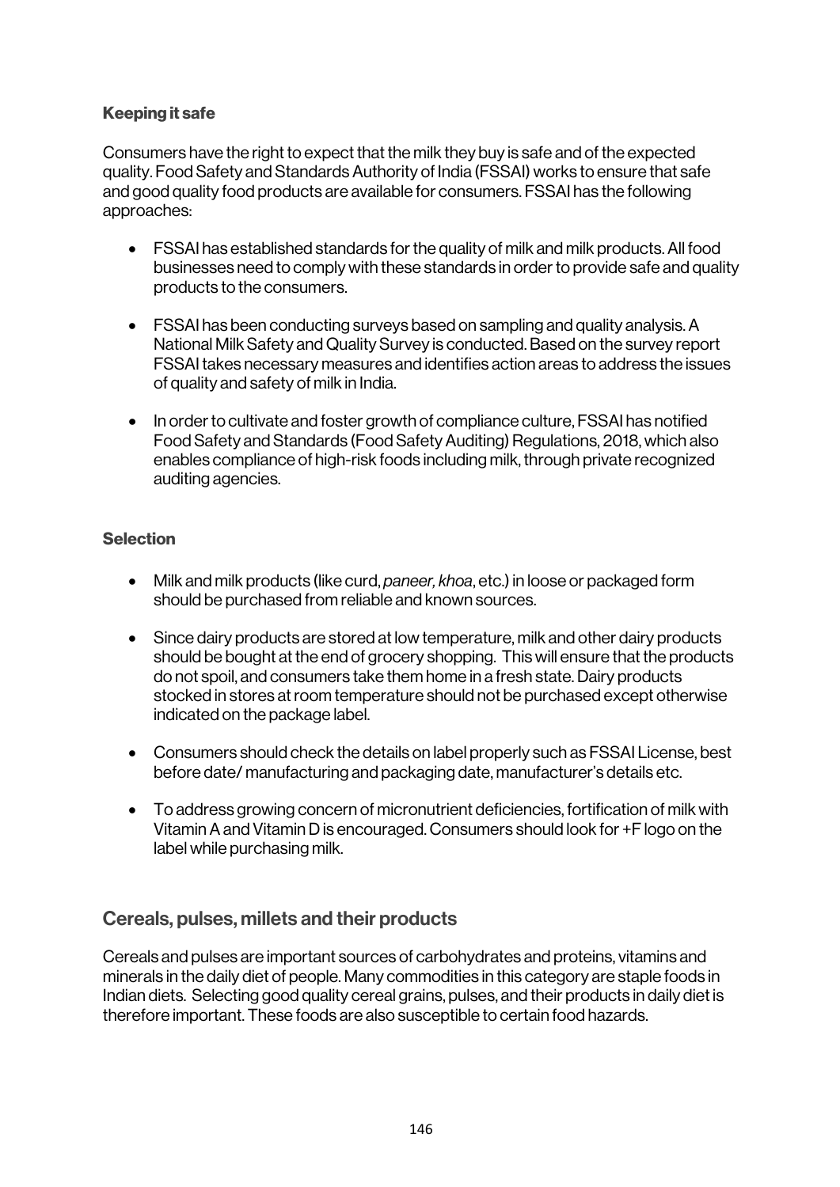### Keeping it safe

Consumers have the right to expect that the milk they buy is safe and of the expected quality. Food Safety and Standards Authority of India (FSSAI) works to ensure that safe and good quality food products are available for consumers. FSSAI has the following approaches:

- FSSAI has established standards for the quality of milk and milk products. All food businesses need to comply with these standards in order to provide safe and quality products to the consumers.
- FSSAI has been conducting surveys based on sampling and quality analysis. A National Milk Safety and Quality Survey is conducted. Based on the survey report FSSAI takes necessary measures and identifies action areas to address the issues of quality and safety of milk in India.
- In order to cultivate and foster growth of compliance culture, FSSAI has notified Food Safety and Standards (Food Safety Auditing) Regulations, 2018, which also enables compliance of high-risk foods including milk, through private recognized auditing agencies.

### Selection

- Milk and milk products (like curd, *paneer, khoa*, etc.) in loose or packaged form should be purchased from reliable and known sources.
- Since dairy products are stored at low temperature, milk and other dairy products should be bought at the end of grocery shopping. This will ensure that the products do not spoil, and consumers take them home in a fresh state. Dairy products stocked in stores at room temperature should not be purchased except otherwise indicated on the package label.
- Consumers should check the details on label properly such as FSSAI License, best before date/ manufacturing and packaging date, manufacturer's details etc.
- To address growing concern of micronutrient deficiencies, fortification of milk with Vitamin A and Vitamin D is encouraged. Consumers should look for +F logo on the label while purchasing milk.

## Cereals, pulses, millets and their products

Cereals and pulses are important sources of carbohydrates and proteins, vitamins and minerals in the daily diet of people. Many commodities in this category are staple foods in Indian diets. Selecting good quality cereal grains, pulses, and their products in daily diet is therefore important. These foods are also susceptible to certain food hazards.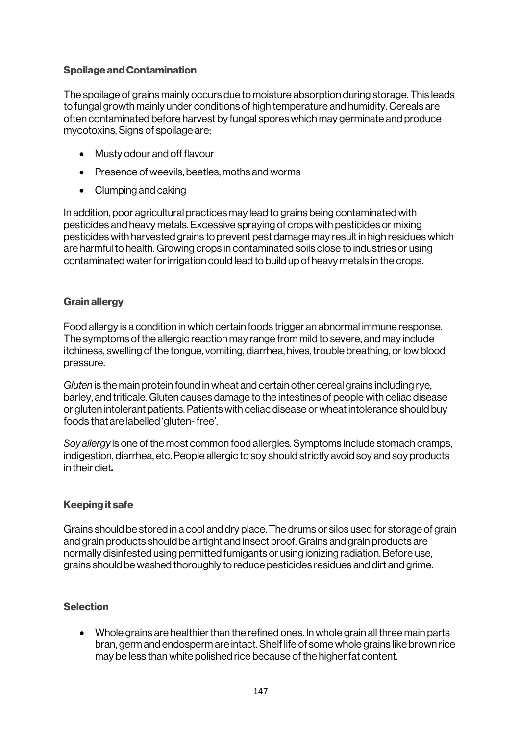### Spoilage and Contamination

The spoilage of grains mainly occurs due to moisture absorption during storage. This leads to fungal growth mainly under conditions of high temperature and humidity. Cereals are often contaminated before harvest by fungal spores which may germinate and produce mycotoxins. Signs of spoilage are:

- Musty odour and off flavour
- Presence of weevils, beetles, moths and worms
- Clumping and caking

In addition, poor agricultural practices may lead to grains being contaminated with pesticides and heavy metals. Excessive spraying of crops with pesticides or mixing pesticides with harvested grains to prevent pest damage may result in high residues which are harmful to health. Growing crops in contaminated soils close to industries or using contaminated water for irrigation could lead to build up of heavy metals in the crops.

### Grain allergy

Food allergy is a condition in which certain foods trigger an abnormal immune response. The symptoms of the allergic reaction may range from mild to severe, and may include itchiness, swelling of the tongue, vomiting, diarrhea, hives, trouble breathing, or low blood pressure.

*Gluten* is the main protein found in wheat and certain other cereal grains including rye, barley, and triticale. Gluten causes damage to the intestines of people with celiac disease or gluten intolerant patients. Patients with celiac disease or wheat intolerance should buy foods that are labelled 'gluten- free'.

*Soy allergy* is one of the most common food allergies. Symptoms include stomach cramps, indigestion, diarrhea, etc. People allergic to soy should strictly avoid soy and soy products in their diet**.**

### Keeping it safe

Grains should be stored in a cool and dry place. The drums or silos used for storage of grain and grain products should be airtight and insect proof. Grains and grain products are normally disinfested using permitted fumigants or using ionizing radiation. Before use, grains should be washed thoroughly to reduce pesticides residues and dirt and grime.

### Selection

- Whole grains are healthier than the refined ones. In whole grain all three main parts bran, germ and endosperm are intact. Shelf life of some whole grains like brown rice may be less than white polished rice because of the higher fat content.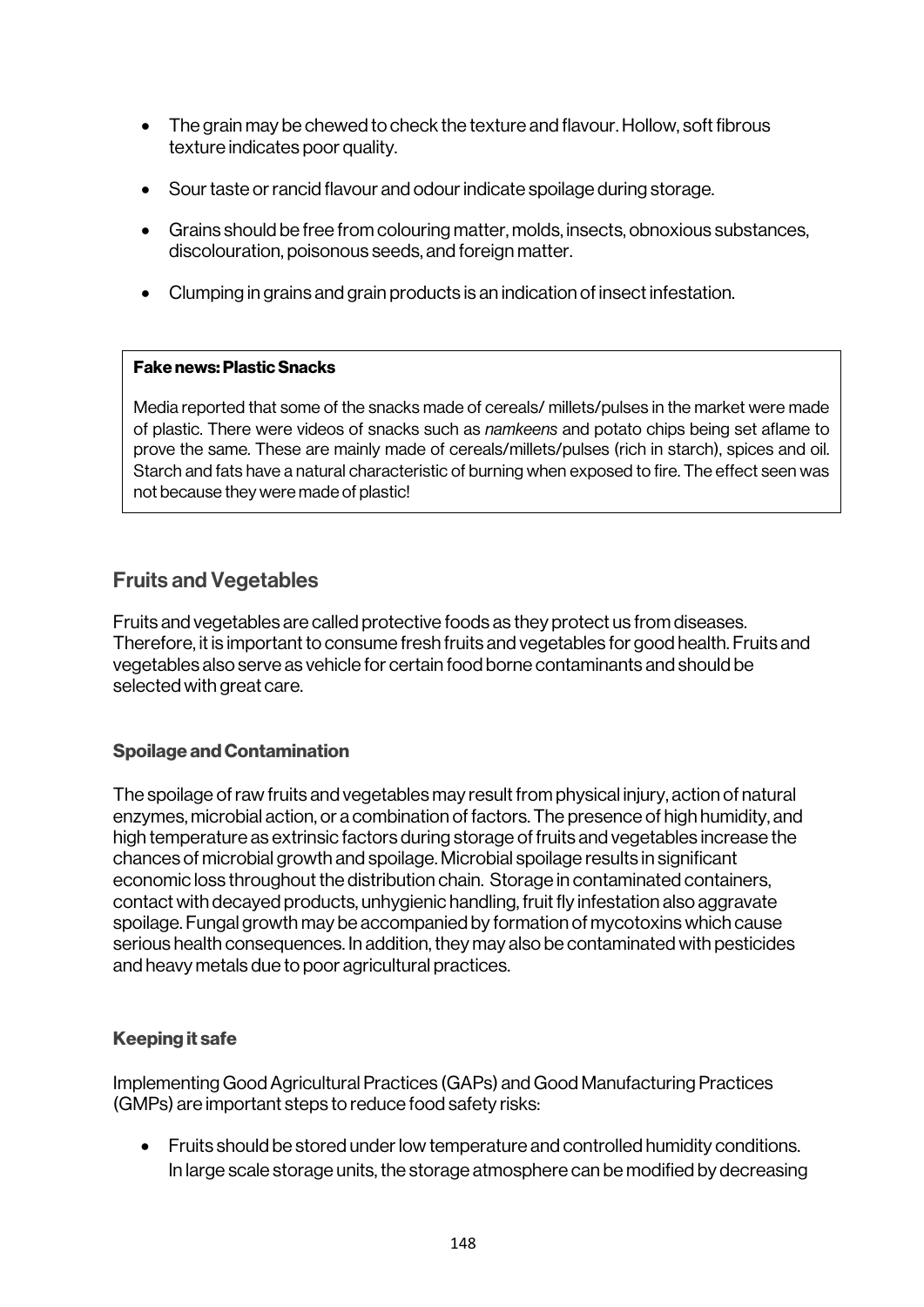- The grain may be chewed to check the texture and flavour. Hollow, soft fibrous texture indicates poor quality.
- Sour taste or rancid flavour and odour indicate spoilage during storage.
- Grains should be free from colouring matter, molds, insects, obnoxious substances, discolouration, poisonous seeds, and foreign matter.
- Clumping in grains and grain products is an indication of insect infestation.

> **Fake news: Plastic Snacks**
>
> Media reported that some of the snacks made of cereals/ millets/pulses in the market were made of plastic. There were videos of snacks such as *namkeens* and potato chips being set aflame to prove the same. These are mainly made of cereals/millets/pulses (rich in starch), spices and oil. Starch and fats have a natural characteristic of burning when exposed to fire. The effect seen was not because they were made of plastic!

## Fruits and Vegetables

Fruits and vegetables are called protective foods as they protect us from diseases. Therefore, it is important to consume fresh fruits and vegetables for good health. Fruits and vegetables also serve as vehicle for certain food borne contaminants and should be selected with great care.

### Spoilage and Contamination

The spoilage of raw fruits and vegetables may result from physical injury, action of natural enzymes, microbial action, or a combination of factors. The presence of high humidity, and high temperature as extrinsic factors during storage of fruits and vegetables increase the chances of microbial growth and spoilage. Microbial spoilage results in significant economic loss throughout the distribution chain. Storage in contaminated containers, contact with decayed products, unhygienic handling, fruit fly infestation also aggravate spoilage. Fungal growth may be accompanied by formation of mycotoxins which cause serious health consequences. In addition, they may also be contaminated with pesticides and heavy metals due to poor agricultural practices.

### Keeping it safe

Implementing Good Agricultural Practices (GAPs) and Good Manufacturing Practices (GMPs) are important steps to reduce food safety risks:

- Fruits should be stored under low temperature and controlled humidity conditions. In large scale storage units, the storage atmosphere can be modified by decreasing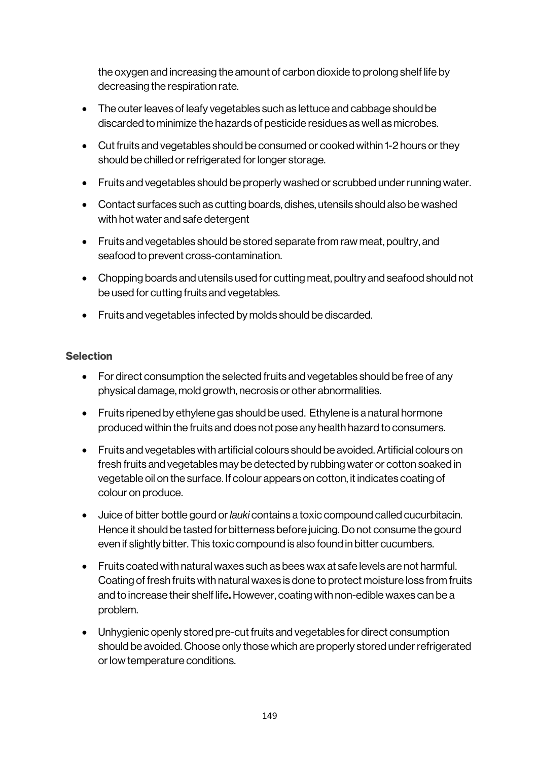the oxygen and increasing the amount of carbon dioxide to prolong shelf life by decreasing the respiration rate.

- The outer leaves of leafy vegetables such as lettuce and cabbage should be discarded to minimize the hazards of pesticide residues as well as microbes.
- Cut fruits and vegetables should be consumed or cooked within 1-2 hours or they should be chilled or refrigerated for longer storage.
- Fruits and vegetables should be properly washed or scrubbed under running water.
- Contact surfaces such as cutting boards, dishes, utensils should also be washed with hot water and safe detergent
- Fruits and vegetables should be stored separate from raw meat, poultry, and seafood to prevent cross-contamination.
- Chopping boards and utensils used for cutting meat, poultry and seafood should not be used for cutting fruits and vegetables.
- Fruits and vegetables infected by molds should be discarded.

### Selection

- For direct consumption the selected fruits and vegetables should be free of any physical damage, mold growth, necrosis or other abnormalities.
- Fruits ripened by ethylene gas should be used. Ethylene is a natural hormone produced within the fruits and does not pose any health hazard to consumers.
- Fruits and vegetables with artificial colours should be avoided. Artificial colours on fresh fruits and vegetables may be detected by rubbing water or cotton soaked in vegetable oil on the surface. If colour appears on cotton, it indicates coating of colour on produce.
- Juice of bitter bottle gourd or *lauki* contains a toxic compound called cucurbitacin. Hence it should be tasted for bitterness before juicing. Do not consume the gourd even if slightly bitter. This toxic compound is also found in bitter cucumbers.
- Fruits coated with natural waxes such as bees wax at safe levels are not harmful. Coating of fresh fruits with natural waxes is done to protect moisture loss from fruits and to increase their shelf life**.** However, coating with non-edible waxes can be a problem.
- Unhygienic openly stored pre-cut fruits and vegetables for direct consumption should be avoided. Choose only those which are properly stored under refrigerated or low temperature conditions.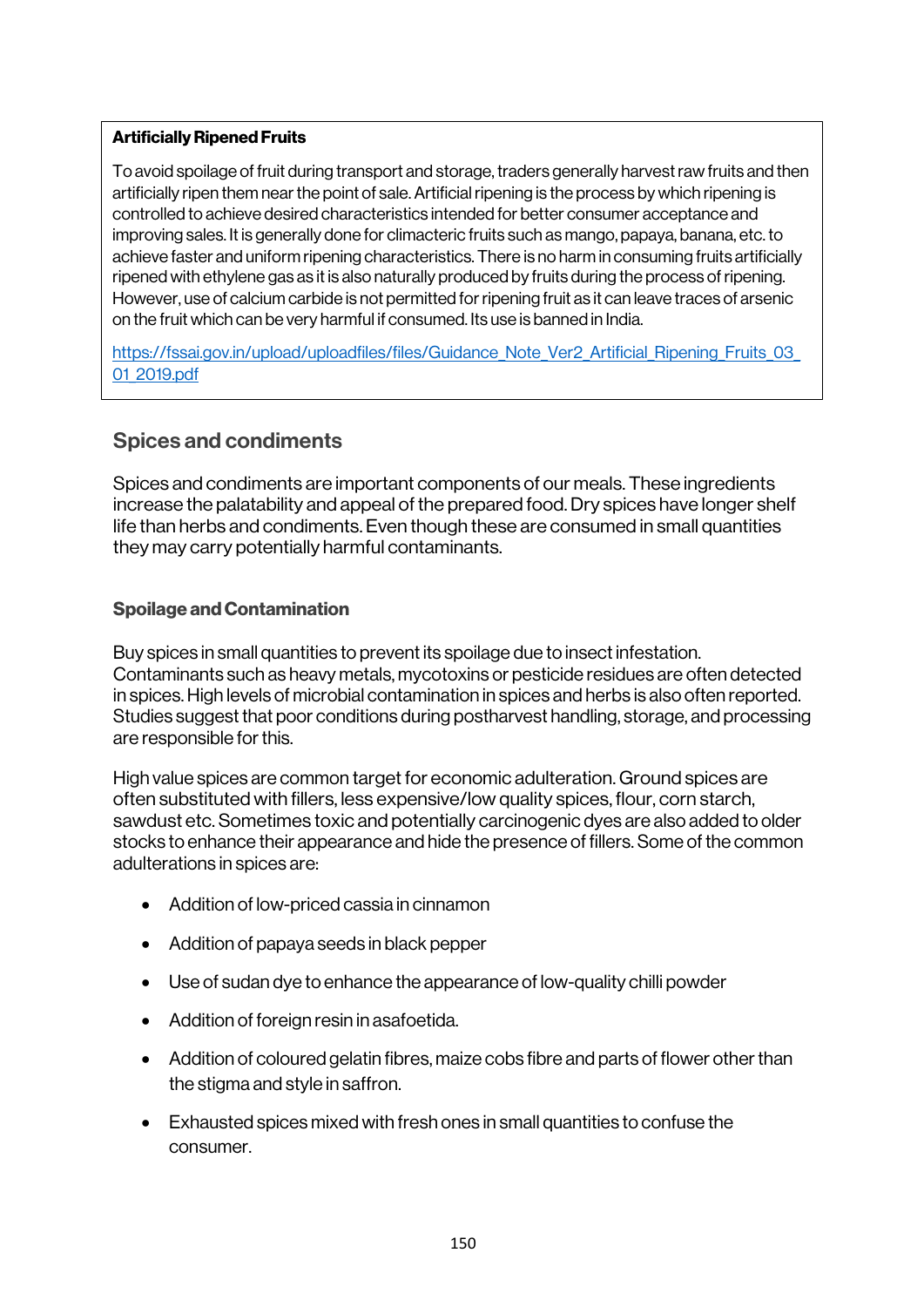**Artificially Ripened Fruits**

To avoid spoilage of fruit during transport and storage, traders generally harvest raw fruits and then artificially ripen them near the point of sale. Artificial ripening is the process by which ripening is controlled to achieve desired characteristics intended for better consumer acceptance and improving sales. It is generally done for climacteric fruits such as mango, papaya, banana, etc. to achieve faster and uniform ripening characteristics. There is no harm in consuming fruits artificially ripened with ethylene gas as it is also naturally produced by fruits during the process of ripening. However, use of calcium carbide is not permitted for ripening fruit as it can leave traces of arsenic on the fruit which can be very harmful if consumed. Its use is banned in India.

https://fssai.gov.in/upload/uploadfiles/files/Guidance_Note_Ver2_Artificial_Ripening_Fruits_03_01_2019.pdf

## Spices and condiments

Spices and condiments are important components of our meals. These ingredients increase the palatability and appeal of the prepared food. Dry spices have longer shelf life than herbs and condiments. Even though these are consumed in small quantities they may carry potentially harmful contaminants.

### Spoilage and Contamination

Buy spices in small quantities to prevent its spoilage due to insect infestation. Contaminants such as heavy metals, mycotoxins or pesticide residues are often detected in spices. High levels of microbial contamination in spices and herbs is also often reported. Studies suggest that poor conditions during postharvest handling, storage, and processing are responsible for this.

High value spices are common target for economic adulteration. Ground spices are often substituted with fillers, less expensive/low quality spices, flour, corn starch, sawdust etc. Sometimes toxic and potentially carcinogenic dyes are also added to older stocks to enhance their appearance and hide the presence of fillers. Some of the common adulterations in spices are:

- Addition of low-priced cassia in cinnamon
- Addition of papaya seeds in black pepper
- Use of sudan dye to enhance the appearance of low-quality chilli powder
- Addition of foreign resin in asafoetida.
- Addition of coloured gelatin fibres, maize cobs fibre and parts of flower other than the stigma and style in saffron.
- Exhausted spices mixed with fresh ones in small quantities to confuse the consumer.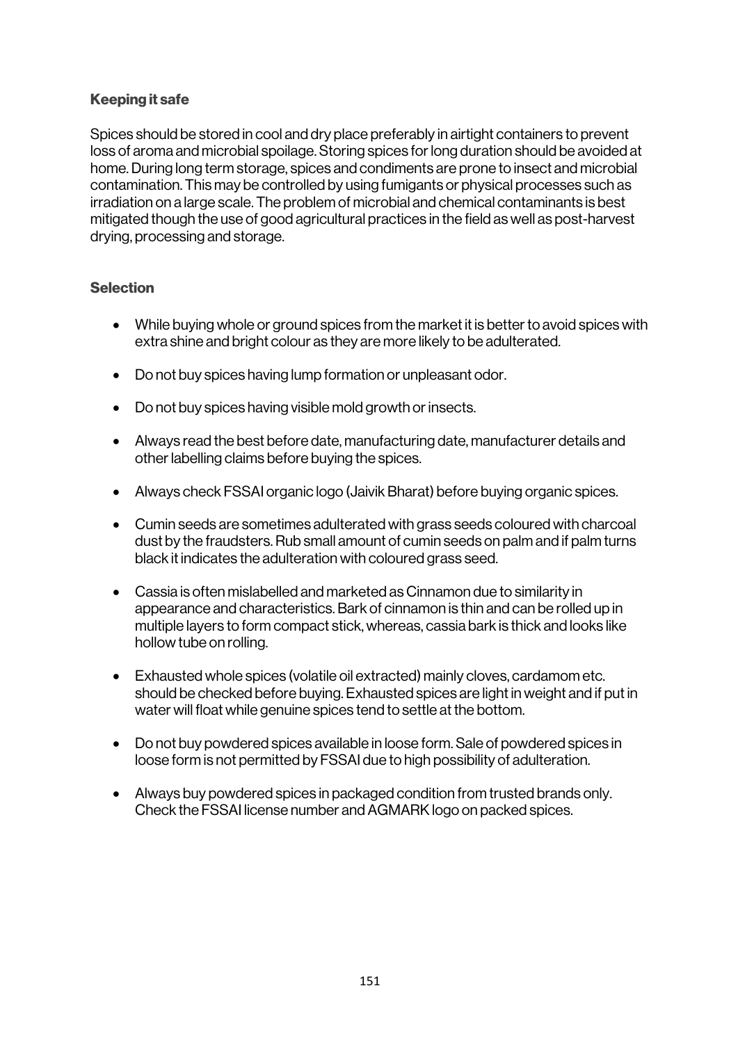### Keeping it safe

Spices should be stored in cool and dry place preferably in airtight containers to prevent loss of aroma and microbial spoilage. Storing spices for long duration should be avoided at home. During long term storage, spices and condiments are prone to insect and microbial contamination. This may be controlled by using fumigants or physical processes such as irradiation on a large scale. The problem of microbial and chemical contaminants is best mitigated though the use of good agricultural practices in the field as well as post-harvest drying, processing and storage.

### Selection

- While buying whole or ground spices from the market it is better to avoid spices with extra shine and bright colour as they are more likely to be adulterated.
- Do not buy spices having lump formation or unpleasant odor.
- Do not buy spices having visible mold growth or insects.
- Always read the best before date, manufacturing date, manufacturer details and other labelling claims before buying the spices.
- Always check FSSAI organic logo (Jaivik Bharat) before buying organic spices.
- Cumin seeds are sometimes adulterated with grass seeds coloured with charcoal dust by the fraudsters. Rub small amount of cumin seeds on palm and if palm turns black it indicates the adulteration with coloured grass seed.
- Cassia is often mislabelled and marketed as Cinnamon due to similarity in appearance and characteristics. Bark of cinnamon is thin and can be rolled up in multiple layers to form compact stick, whereas, cassia bark is thick and looks like hollow tube on rolling.
- Exhausted whole spices (volatile oil extracted) mainly cloves, cardamom etc. should be checked before buying. Exhausted spices are light in weight and if put in water will float while genuine spices tend to settle at the bottom.
- Do not buy powdered spices available in loose form. Sale of powdered spices in loose form is not permitted by FSSAI due to high possibility of adulteration.
- Always buy powdered spices in packaged condition from trusted brands only. Check the FSSAI license number and AGMARK logo on packed spices.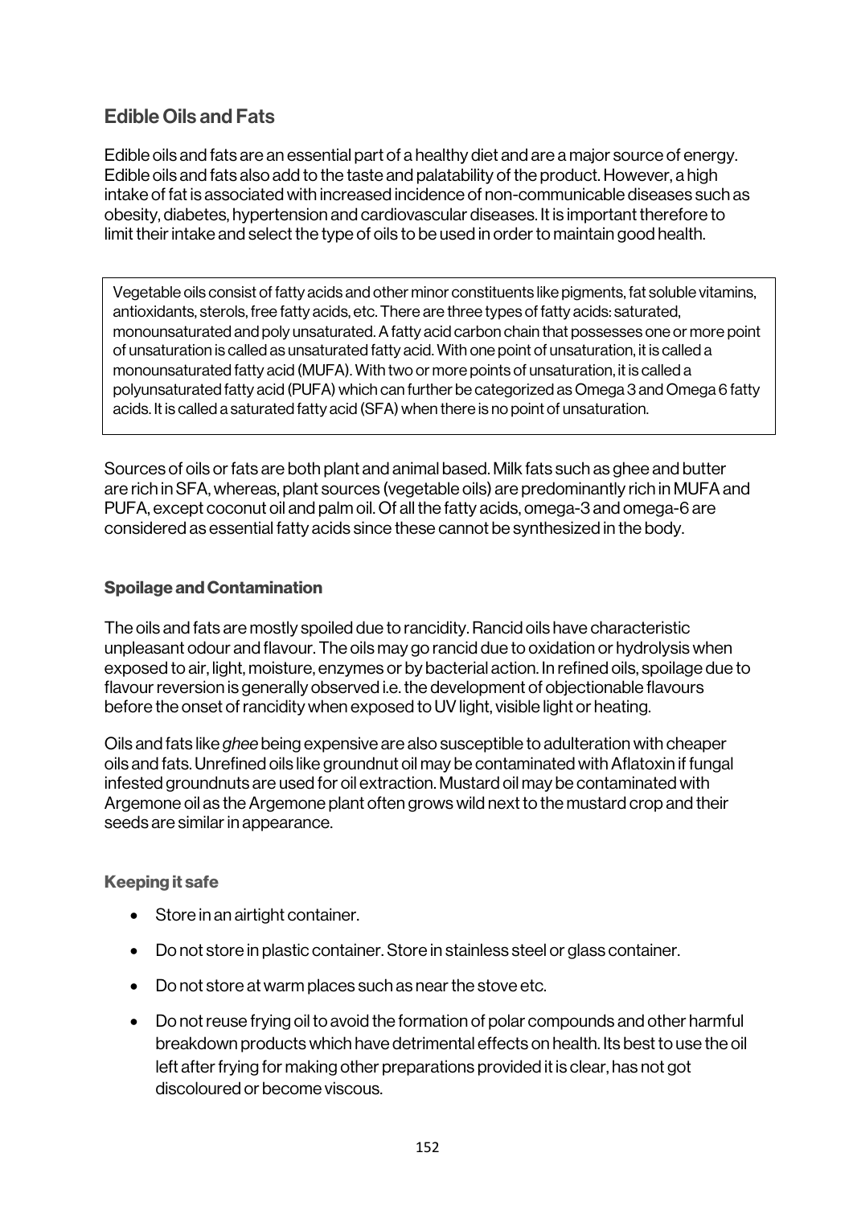## Edible Oils and Fats

Edible oils and fats are an essential part of a healthy diet and are a major source of energy. Edible oils and fats also add to the taste and palatability of the product. However, a high intake of fat is associated with increased incidence of non-communicable diseases such as obesity, diabetes, hypertension and cardiovascular diseases. It is important therefore to limit their intake and select the type of oils to be used in order to maintain good health.

> Vegetable oils consist of fatty acids and other minor constituents like pigments, fat soluble vitamins, antioxidants, sterols, free fatty acids, etc. There are three types of fatty acids: saturated, monounsaturated and poly unsaturated. A fatty acid carbon chain that possesses one or more point of unsaturation is called as unsaturated fatty acid. With one point of unsaturation, it is called a monounsaturated fatty acid (MUFA). With two or more points of unsaturation, it is called a polyunsaturated fatty acid (PUFA) which can further be categorized as Omega 3 and Omega 6 fatty acids. It is called a saturated fatty acid (SFA) when there is no point of unsaturation.

Sources of oils or fats are both plant and animal based. Milk fats such as ghee and butter are rich in SFA, whereas, plant sources (vegetable oils) are predominantly rich in MUFA and PUFA, except coconut oil and palm oil. Of all the fatty acids, omega-3 and omega-6 are considered as essential fatty acids since these cannot be synthesized in the body.

### Spoilage and Contamination

The oils and fats are mostly spoiled due to rancidity. Rancid oils have characteristic unpleasant odour and flavour. The oils may go rancid due to oxidation or hydrolysis when exposed to air, light, moisture, enzymes or by bacterial action. In refined oils, spoilage due to flavour reversion is generally observed i.e. the development of objectionable flavours before the onset of rancidity when exposed to UV light, visible light or heating.

Oils and fats like *ghee* being expensive are also susceptible to adulteration with cheaper oils and fats. Unrefined oils like groundnut oil may be contaminated with Aflatoxin if fungal infested groundnuts are used for oil extraction. Mustard oil may be contaminated with Argemone oil as the Argemone plant often grows wild next to the mustard crop and their seeds are similar in appearance.

#### Keeping it safe

- Store in an airtight container.
- Do not store in plastic container. Store in stainless steel or glass container.
- Do not store at warm places such as near the stove etc.
- Do not reuse frying oil to avoid the formation of polar compounds and other harmful breakdown products which have detrimental effects on health. Its best to use the oil left after frying for making other preparations provided it is clear, has not got discoloured or become viscous.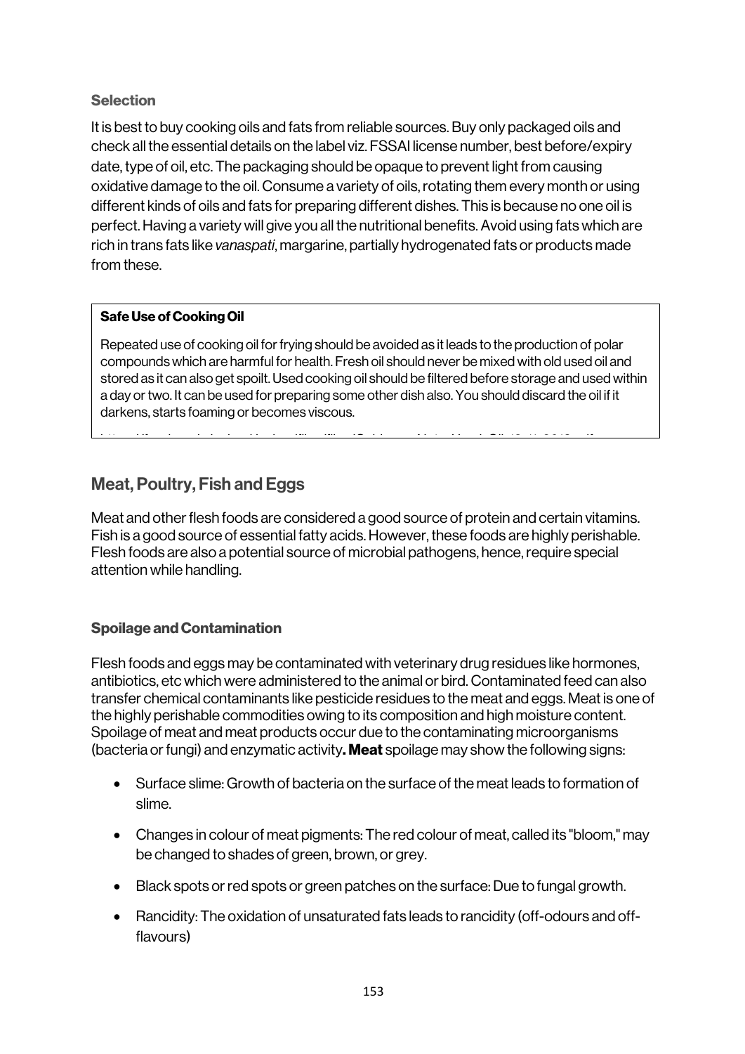### Selection

It is best to buy cooking oils and fats from reliable sources. Buy only packaged oils and check all the essential details on the label viz. FSSAI license number, best before/expiry date, type of oil, etc. The packaging should be opaque to prevent light from causing oxidative damage to the oil. Consume a variety of oils, rotating them every month or using different kinds of oils and fats for preparing different dishes. This is because no one oil is perfect. Having a variety will give you all the nutritional benefits. Avoid using fats which are rich in trans fats like *vanaspati*, margarine, partially hydrogenated fats or products made from these.

> **Safe Use of Cooking Oil**
>
> Repeated use of cooking oil for frying should be avoided as it leads to the production of polar compounds which are harmful for health. Fresh oil should never be mixed with old used oil and stored as it can also get spoilt. Used cooking oil should be filtered before storage and used within a day or two. It can be used for preparing some other dish also. You should discard the oil if it darkens, starts foaming or becomes viscous.

## Meat, Poultry, Fish and Eggs

Meat and other flesh foods are considered a good source of protein and certain vitamins. Fish is a good source of essential fatty acids. However, these foods are highly perishable. Flesh foods are also a potential source of microbial pathogens, hence, require special attention while handling.

### Spoilage and Contamination

Flesh foods and eggs may be contaminated with veterinary drug residues like hormones, antibiotics, etc which were administered to the animal or bird. Contaminated feed can also transfer chemical contaminants like pesticide residues to the meat and eggs. Meat is one of the highly perishable commodities owing to its composition and high moisture content. Spoilage of meat and meat products occur due to the contaminating microorganisms (bacteria or fungi) and enzymatic activity**. Meat** spoilage may show the following signs:

- Surface slime: Growth of bacteria on the surface of the meat leads to formation of slime.
- Changes in colour of meat pigments: The red colour of meat, called its "bloom," may be changed to shades of green, brown, or grey.
- Black spots or red spots or green patches on the surface: Due to fungal growth.
- Rancidity: The oxidation of unsaturated fats leads to rancidity (off-odours and off-flavours)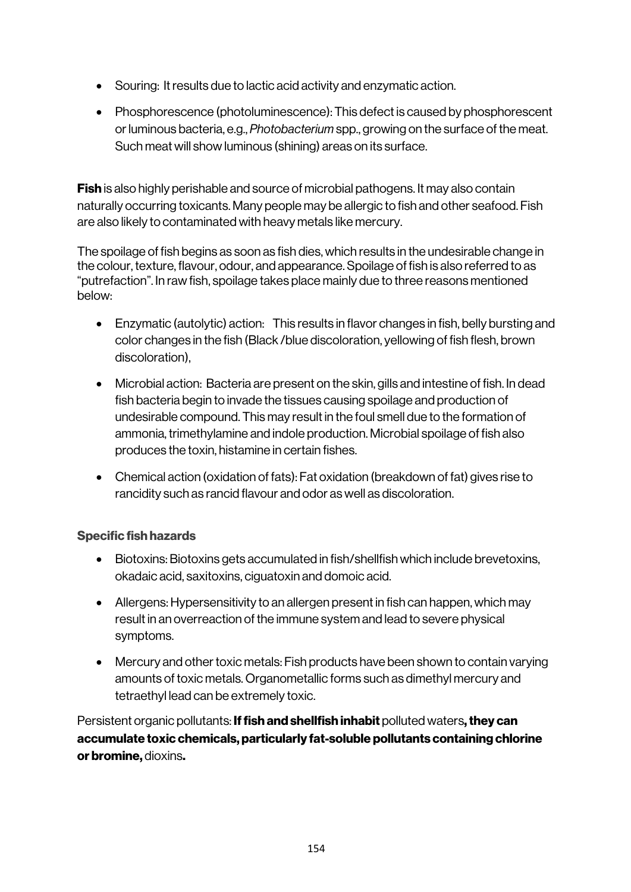- Souring: It results due to lactic acid activity and enzymatic action.
- Phosphorescence (photoluminescence): This defect is caused by phosphorescent or luminous bacteria, e.g., *Photobacterium* spp., growing on the surface of the meat. Such meat will show luminous (shining) areas on its surface.

**Fish** is also highly perishable and source of microbial pathogens. It may also contain naturally occurring toxicants. Many people may be allergic to fish and other seafood. Fish are also likely to contaminated with heavy metals like mercury.

The spoilage of fish begins as soon as fish dies, which results in the undesirable change in the colour, texture, flavour, odour, and appearance. Spoilage of fish is also referred to as "putrefaction". In raw fish, spoilage takes place mainly due to three reasons mentioned below:

- Enzymatic (autolytic) action: This results in flavor changes in fish, belly bursting and color changes in the fish (Black /blue discoloration, yellowing of fish flesh, brown discoloration),
- Microbial action: Bacteria are present on the skin, gills and intestine of fish. In dead fish bacteria begin to invade the tissues causing spoilage and production of undesirable compound. This may result in the foul smell due to the formation of ammonia, trimethylamine and indole production. Microbial spoilage of fish also produces the toxin, histamine in certain fishes.
- Chemical action (oxidation of fats): Fat oxidation (breakdown of fat) gives rise to rancidity such as rancid flavour and odor as well as discoloration.

### Specific fish hazards

- Biotoxins: Biotoxins gets accumulated in fish/shellfish which include brevetoxins, okadaic acid, saxitoxins, ciguatoxin and domoic acid.
- Allergens: Hypersensitivity to an allergen present in fish can happen, which may result in an overreaction of the immune system and lead to severe physical symptoms.
- Mercury and other toxic metals: Fish products have been shown to contain varying amounts of toxic metals. Organometallic forms such as dimethyl mercury and tetraethyl lead can be extremely toxic.

Persistent organic pollutants: **If fish and shellfish inhabit** polluted waters**, they can accumulate toxic chemicals, particularly fat-soluble pollutants containing chlorine or bromine,** dioxins**.**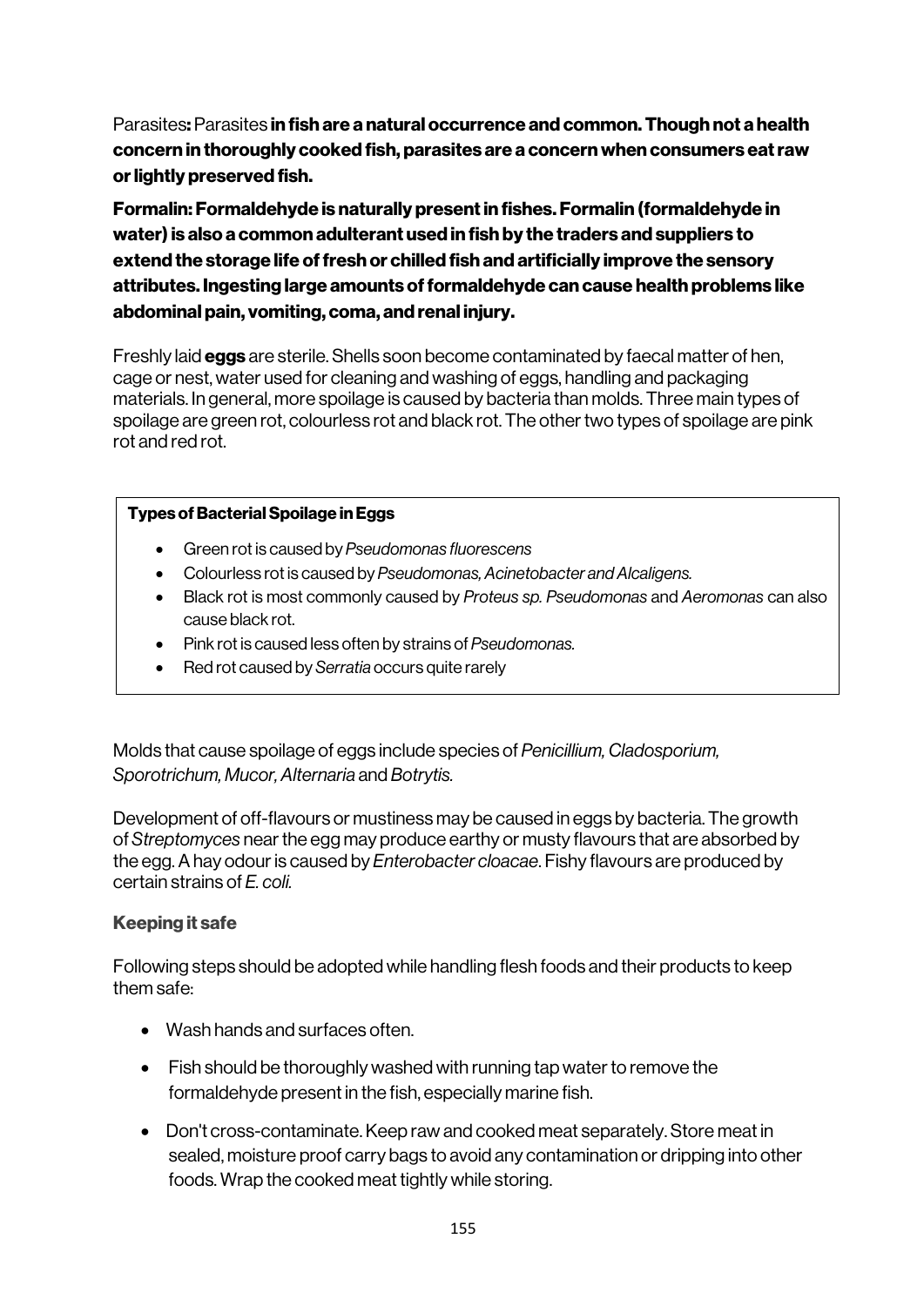Parasites**:** Parasites **in fish are a natural occurrence and common. Though not a health concern in thoroughly cooked fish, parasites are a concern when consumers eat raw or lightly preserved fish.**

**Formalin: Formaldehyde is naturally present in fishes. Formalin (formaldehyde in water) is also a common adulterant used in fish by the traders and suppliers to extend the storage life of fresh or chilled fish and artificially improve the sensory attributes. Ingesting large amounts of formaldehyde can cause health problems like abdominal pain, vomiting, coma, and renal injury.**

Freshly laid **eggs** are sterile. Shells soon become contaminated by faecal matter of hen, cage or nest, water used for cleaning and washing of eggs, handling and packaging materials. In general, more spoilage is caused by bacteria than molds. Three main types of spoilage are green rot, colourless rot and black rot. The other two types of spoilage are pink rot and red rot.

**Types of Bacterial Spoilage in Eggs**

- Green rot is caused by *Pseudomonas fluorescens*
- Colourless rot is caused by *Pseudomonas, Acinetobacter and Alcaligens.*
- Black rot is most commonly caused by *Proteus sp. Pseudomonas* and *Aeromonas* can also cause black rot.
- Pink rot is caused less often by strains of *Pseudomonas.*
- Red rot caused by *Serratia* occurs quite rarely

Molds that cause spoilage of eggs include species of *Penicillium, Cladosporium, Sporotrichum, Mucor, Alternaria* and *Botrytis.*

Development of off-flavours or mustiness may be caused in eggs by bacteria. The growth of *Streptomyces* near the egg may produce earthy or musty flavours that are absorbed by the egg. A hay odour is caused by *Enterobacter cloacae*. Fishy flavours are produced by certain strains of *E. coli.*

### Keeping it safe

Following steps should be adopted while handling flesh foods and their products to keep them safe:

- Wash hands and surfaces often.
- Fish should be thoroughly washed with running tap water to remove the formaldehyde present in the fish, especially marine fish.
- Don't cross-contaminate. Keep raw and cooked meat separately. Store meat in sealed, moisture proof carry bags to avoid any contamination or dripping into other foods. Wrap the cooked meat tightly while storing.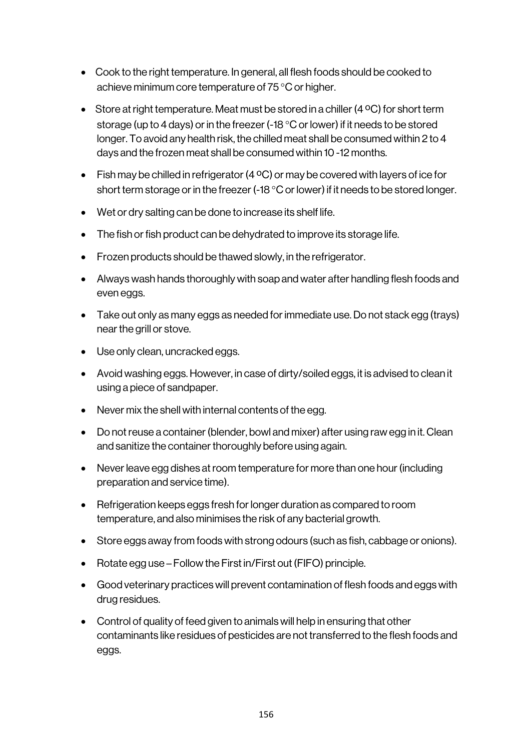- Cook to the right temperature. In general, all flesh foods should be cooked to achieve minimum core temperature of 75 °C or higher.
- Store at right temperature. Meat must be stored in a chiller (4 ºC) for short term storage (up to 4 days) or in the freezer (-18 °C or lower) if it needs to be stored longer. To avoid any health risk, the chilled meat shall be consumed within 2 to 4 days and the frozen meat shall be consumed within 10 -12 months.
- Fish may be chilled in refrigerator (4 ºC) or may be covered with layers of ice for short term storage or in the freezer (-18 °C or lower) if it needs to be stored longer.
- Wet or dry salting can be done to increase its shelf life.
- The fish or fish product can be dehydrated to improve its storage life.
- Frozen products should be thawed slowly, in the refrigerator.
- Always wash hands thoroughly with soap and water after handling flesh foods and even eggs.
- Take out only as many eggs as needed for immediate use. Do not stack egg (trays) near the grill or stove.
- Use only clean, uncracked eggs.
- Avoid washing eggs. However, in case of dirty/soiled eggs, it is advised to clean it using a piece of sandpaper.
- Never mix the shell with internal contents of the egg.
- Do not reuse a container (blender, bowl and mixer) after using raw egg in it. Clean and sanitize the container thoroughly before using again.
- Never leave egg dishes at room temperature for more than one hour (including preparation and service time).
- Refrigeration keeps eggs fresh for longer duration as compared to room temperature, and also minimises the risk of any bacterial growth.
- Store eggs away from foods with strong odours (such as fish, cabbage or onions).
- Rotate egg use – Follow the First in/First out (FIFO) principle.
- Good veterinary practices will prevent contamination of flesh foods and eggs with drug residues.
- Control of quality of feed given to animals will help in ensuring that other contaminants like residues of pesticides are not transferred to the flesh foods and eggs.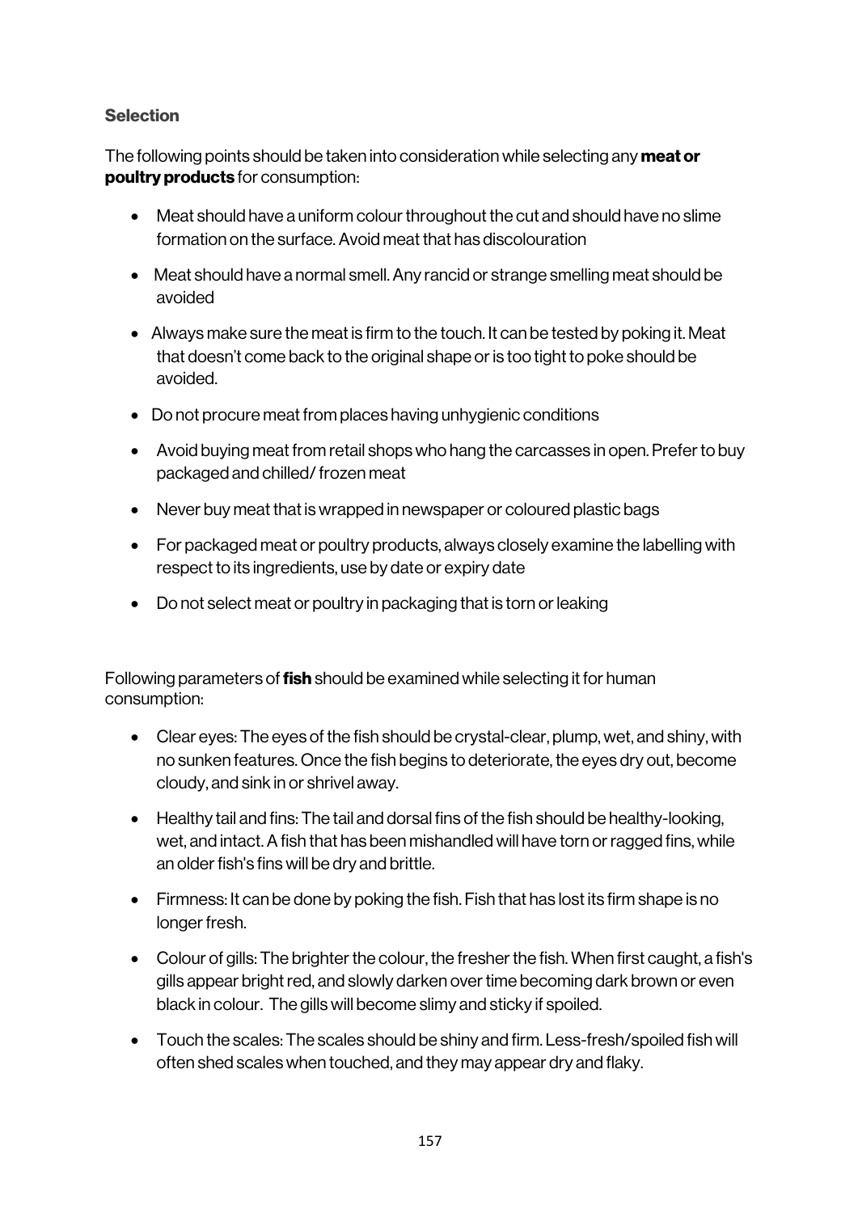### Selection

The following points should be taken into consideration while selecting any **meat or poultry products** for consumption:

- Meat should have a uniform colour throughout the cut and should have no slime formation on the surface. Avoid meat that has discolouration
- Meat should have a normal smell. Any rancid or strange smelling meat should be avoided
- Always make sure the meat is firm to the touch. It can be tested by poking it. Meat that doesn't come back to the original shape or is too tight to poke should be avoided.
- Do not procure meat from places having unhygienic conditions
- Avoid buying meat from retail shops who hang the carcasses in open. Prefer to buy packaged and chilled/ frozen meat
- Never buy meat that is wrapped in newspaper or coloured plastic bags
- For packaged meat or poultry products, always closely examine the labelling with respect to its ingredients, use by date or expiry date
- Do not select meat or poultry in packaging that is torn or leaking

Following parameters of **fish** should be examined while selecting it for human consumption:

- Clear eyes: The eyes of the fish should be crystal-clear, plump, wet, and shiny, with no sunken features. Once the fish begins to deteriorate, the eyes dry out, become cloudy, and sink in or shrivel away.
- Healthy tail and fins: The tail and dorsal fins of the fish should be healthy-looking, wet, and intact. A fish that has been mishandled will have torn or ragged fins, while an older fish's fins will be dry and brittle.
- Firmness: It can be done by poking the fish. Fish that has lost its firm shape is no longer fresh.
- Colour of gills: The brighter the colour, the fresher the fish. When first caught, a fish's gills appear bright red, and slowly darken over time becoming dark brown or even black in colour. The gills will become slimy and sticky if spoiled.
- Touch the scales: The scales should be shiny and firm. Less-fresh/spoiled fish will often shed scales when touched, and they may appear dry and flaky.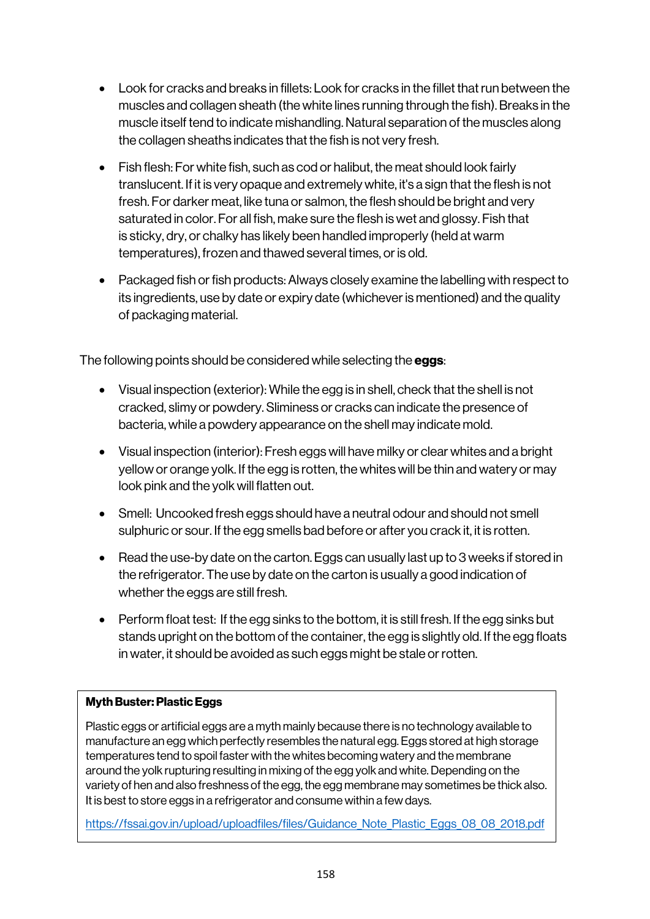- Look for cracks and breaks in fillets: Look for cracks in the fillet that run between the muscles and collagen sheath (the white lines running through the fish). Breaks in the muscle itself tend to indicate mishandling. Natural separation of the muscles along the collagen sheaths indicates that the fish is not very fresh.
- Fish flesh: For white fish, such as cod or halibut, the meat should look fairly translucent. If it is very opaque and extremely white, it's a sign that the flesh is not fresh. For darker meat, like tuna or salmon, the flesh should be bright and very saturated in color. For all fish, make sure the flesh is wet and glossy. Fish that is sticky, dry, or chalky has likely been handled improperly (held at warm temperatures), frozen and thawed several times, or is old.
- Packaged fish or fish products: Always closely examine the labelling with respect to its ingredients, use by date or expiry date (whichever is mentioned) and the quality of packaging material.

The following points should be considered while selecting the **eggs**:

- Visual inspection (exterior): While the egg is in shell, check that the shell is not cracked, slimy or powdery. Sliminess or cracks can indicate the presence of bacteria, while a powdery appearance on the shell may indicate mold.
- Visual inspection (interior): Fresh eggs will have milky or clear whites and a bright yellow or orange yolk. If the egg is rotten, the whites will be thin and watery or may look pink and the yolk will flatten out.
- Smell: Uncooked fresh eggs should have a neutral odour and should not smell sulphuric or sour. If the egg smells bad before or after you crack it, it is rotten.
- Read the use-by date on the carton. Eggs can usually last up to 3 weeks if stored in the refrigerator. The use by date on the carton is usually a good indication of whether the eggs are still fresh.
- Perform float test: If the egg sinks to the bottom, it is still fresh. If the egg sinks but stands upright on the bottom of the container, the egg is slightly old. If the egg floats in water, it should be avoided as such eggs might be stale or rotten.

**Myth Buster: Plastic Eggs**

Plastic eggs or artificial eggs are a myth mainly because there is no technology available to manufacture an egg which perfectly resembles the natural egg. Eggs stored at high storage temperatures tend to spoil faster with the whites becoming watery and the membrane around the yolk rupturing resulting in mixing of the egg yolk and white. Depending on the variety of hen and also freshness of the egg, the egg membrane may sometimes be thick also. It is best to store eggs in a refrigerator and consume within a few days.

https://fssai.gov.in/upload/uploadfiles/files/Guidance_Note_Plastic_Eggs_08_08_2018.pdf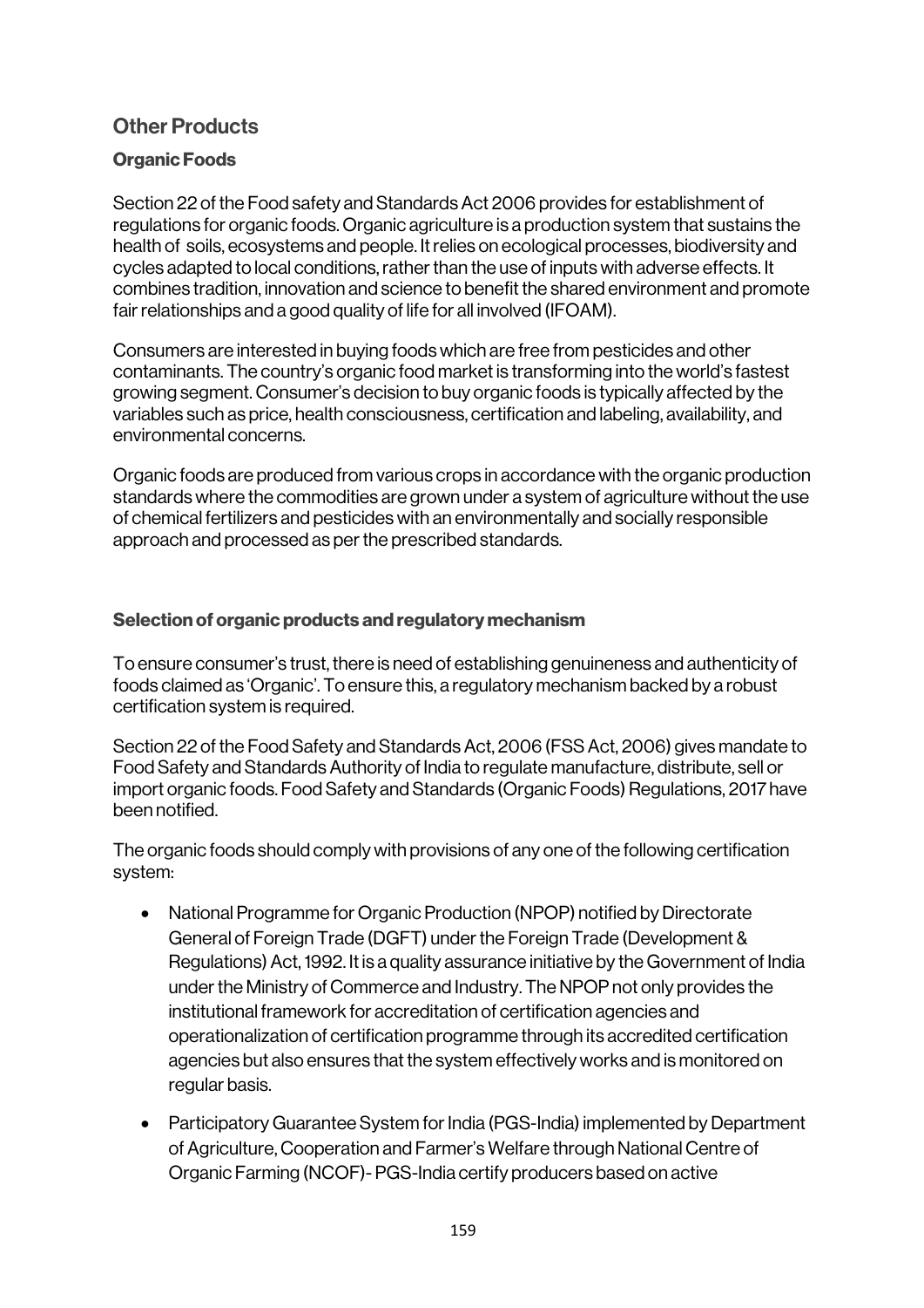## Other Products

### Organic Foods

Section 22 of the Food safety and Standards Act 2006 provides for establishment of regulations for organic foods. Organic agriculture is a production system that sustains the health of soils, ecosystems and people. It relies on ecological processes, biodiversity and cycles adapted to local conditions, rather than the use of inputs with adverse effects. It combines tradition, innovation and science to benefit the shared environment and promote fair relationships and a good quality of life for all involved (IFOAM).

Consumers are interested in buying foods which are free from pesticides and other contaminants. The country's organic food market is transforming into the world's fastest growing segment. Consumer's decision to buy organic foods is typically affected by the variables such as price, health consciousness, certification and labeling, availability, and environmental concerns.

Organic foods are produced from various crops in accordance with the organic production standards where the commodities are grown under a system of agriculture without the use of chemical fertilizers and pesticides with an environmentally and socially responsible approach and processed as per the prescribed standards.

### Selection of organic products and regulatory mechanism

To ensure consumer's trust, there is need of establishing genuineness and authenticity of foods claimed as 'Organic'. To ensure this, a regulatory mechanism backed by a robust certification system is required.

Section 22 of the Food Safety and Standards Act, 2006 (FSS Act, 2006) gives mandate to Food Safety and Standards Authority of India to regulate manufacture, distribute, sell or import organic foods. Food Safety and Standards (Organic Foods) Regulations, 2017 have been notified.

The organic foods should comply with provisions of any one of the following certification system:

- National Programme for Organic Production (NPOP) notified by Directorate General of Foreign Trade (DGFT) under the Foreign Trade (Development & Regulations) Act, 1992. It is a quality assurance initiative by the Government of India under the Ministry of Commerce and Industry. The NPOP not only provides the institutional framework for accreditation of certification agencies and operationalization of certification programme through its accredited certification agencies but also ensures that the system effectively works and is monitored on regular basis.
- Participatory Guarantee System for India (PGS-India) implemented by Department of Agriculture, Cooperation and Farmer's Welfare through National Centre of Organic Farming (NCOF)- PGS-India certify producers based on active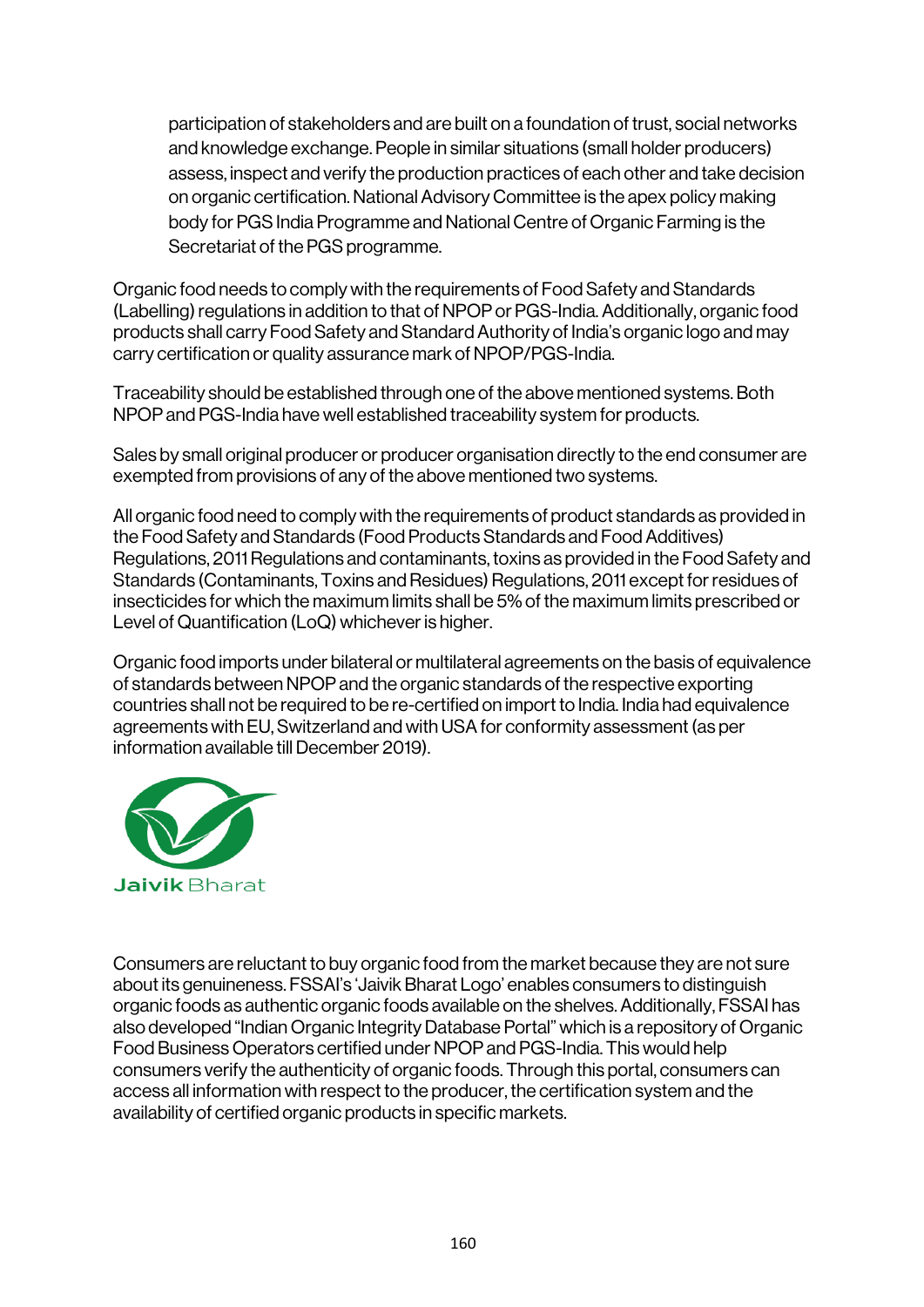participation of stakeholders and are built on a foundation of trust, social networks and knowledge exchange. People in similar situations (small holder producers) assess, inspect and verify the production practices of each other and take decision on organic certification. National Advisory Committee is the apex policy making body for PGS India Programme and National Centre of Organic Farming is the Secretariat of the PGS programme.

Organic food needs to comply with the requirements of Food Safety and Standards (Labelling) regulations in addition to that of NPOP or PGS-India. Additionally, organic food products shall carry Food Safety and Standard Authority of India's organic logo and may carry certification or quality assurance mark of NPOP/PGS-India.

Traceability should be established through one of the above mentioned systems. Both NPOP and PGS-India have well established traceability system for products.

Sales by small original producer or producer organisation directly to the end consumer are exempted from provisions of any of the above mentioned two systems.

All organic food need to comply with the requirements of product standards as provided in the Food Safety and Standards (Food Products Standards and Food Additives) Regulations, 2011 Regulations and contaminants, toxins as provided in the Food Safety and Standards (Contaminants, Toxins and Residues) Regulations, 2011 except for residues of insecticides for which the maximum limits shall be 5% of the maximum limits prescribed or Level of Quantification (LoQ) whichever is higher.

Organic food imports under bilateral or multilateral agreements on the basis of equivalence of standards between NPOP and the organic standards of the respective exporting countries shall not be required to be re-certified on import to India. India had equivalence agreements with EU, Switzerland and with USA for conformity assessment (as per information available till December 2019).

**Jaivik** Bharat

Consumers are reluctant to buy organic food from the market because they are not sure about its genuineness. FSSAI's 'Jaivik Bharat Logo' enables consumers to distinguish organic foods as authentic organic foods available on the shelves. Additionally, FSSAI has also developed "Indian Organic Integrity Database Portal" which is a repository of Organic Food Business Operators certified under NPOP and PGS-India. This would help consumers verify the authenticity of organic foods. Through this portal, consumers can access all information with respect to the producer, the certification system and the availability of certified organic products in specific markets.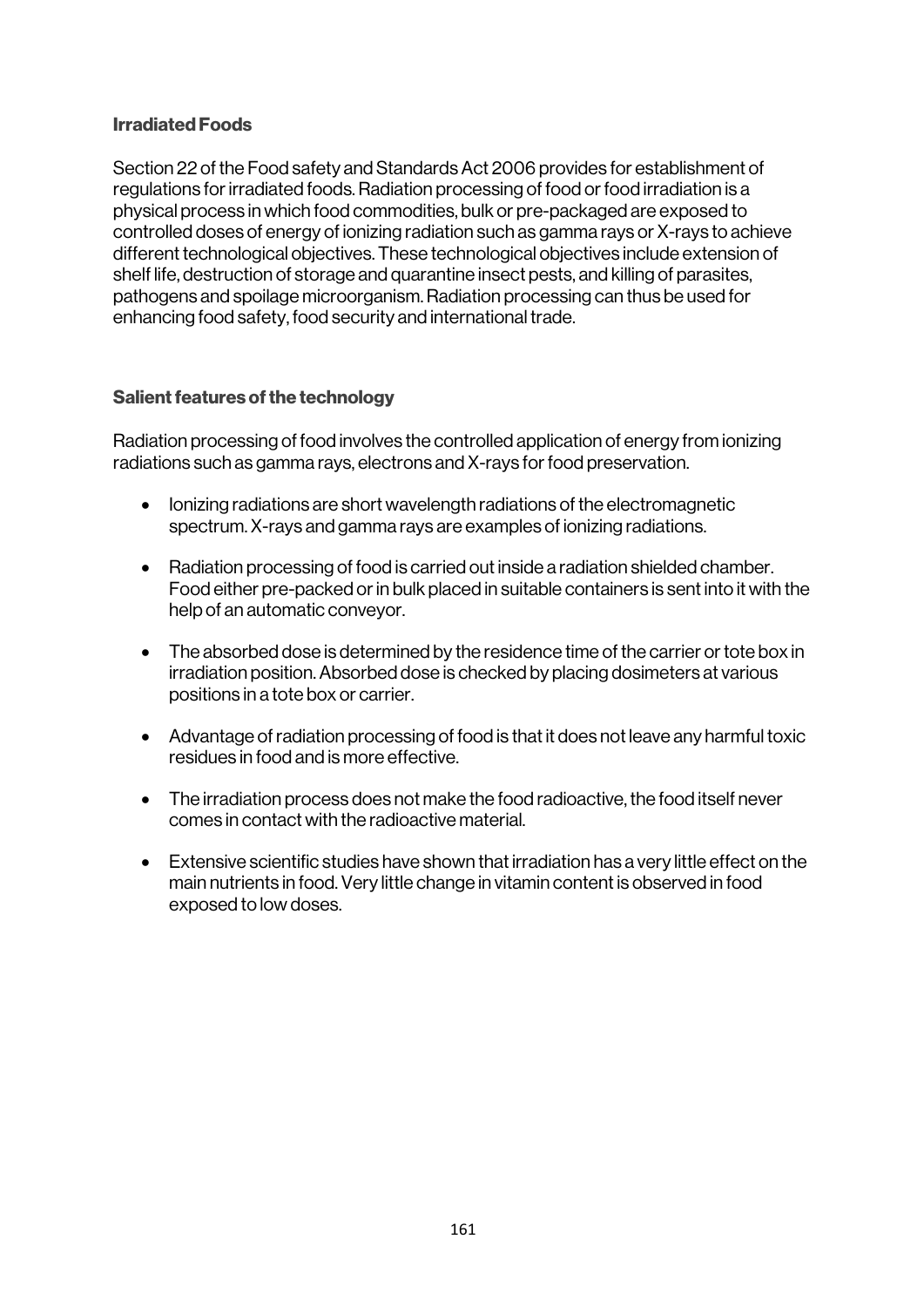## Irradiated Foods

Section 22 of the Food safety and Standards Act 2006 provides for establishment of regulations for irradiated foods. Radiation processing of food or food irradiation is a physical process in which food commodities, bulk or pre-packaged are exposed to controlled doses of energy of ionizing radiation such as gamma rays or X-rays to achieve different technological objectives. These technological objectives include extension of shelf life, destruction of storage and quarantine insect pests, and killing of parasites, pathogens and spoilage microorganism. Radiation processing can thus be used for enhancing food safety, food security and international trade.

## Salient features of the technology

Radiation processing of food involves the controlled application of energy from ionizing radiations such as gamma rays, electrons and X-rays for food preservation.

- Ionizing radiations are short wavelength radiations of the electromagnetic spectrum. X-rays and gamma rays are examples of ionizing radiations.
- Radiation processing of food is carried out inside a radiation shielded chamber. Food either pre-packed or in bulk placed in suitable containers is sent into it with the help of an automatic conveyor.
- The absorbed dose is determined by the residence time of the carrier or tote box in irradiation position. Absorbed dose is checked by placing dosimeters at various positions in a tote box or carrier.
- Advantage of radiation processing of food is that it does not leave any harmful toxic residues in food and is more effective.
- The irradiation process does not make the food radioactive, the food itself never comes in contact with the radioactive material.
- Extensive scientific studies have shown that irradiation has a very little effect on the main nutrients in food. Very little change in vitamin content is observed in food exposed to low doses.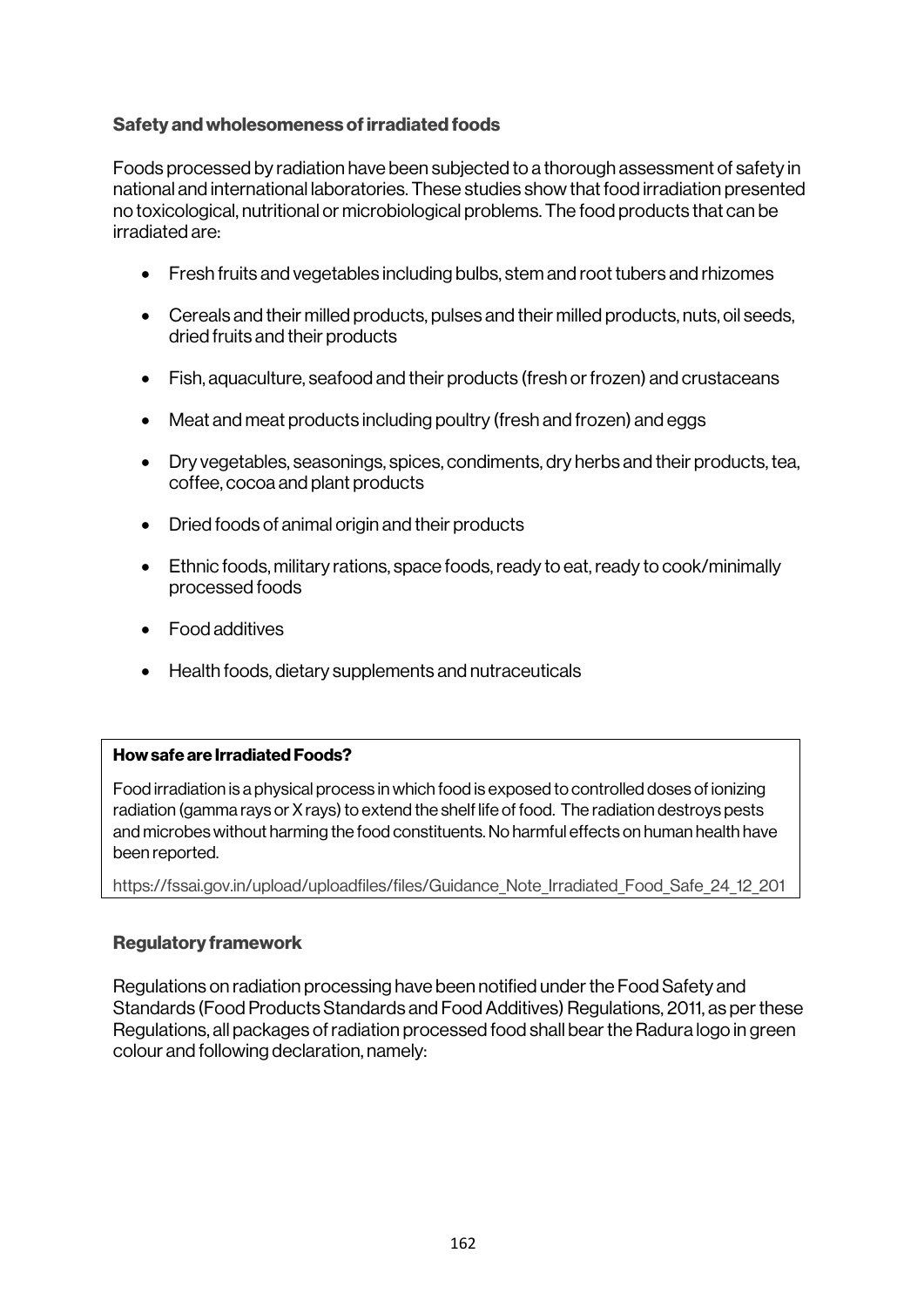### Safety and wholesomeness of irradiated foods

Foods processed by radiation have been subjected to a thorough assessment of safety in national and international laboratories. These studies show that food irradiation presented no toxicological, nutritional or microbiological problems. The food products that can be irradiated are:

- Fresh fruits and vegetables including bulbs, stem and root tubers and rhizomes
- Cereals and their milled products, pulses and their milled products, nuts, oil seeds, dried fruits and their products
- Fish, aquaculture, seafood and their products (fresh or frozen) and crustaceans
- Meat and meat products including poultry (fresh and frozen) and eggs
- Dry vegetables, seasonings, spices, condiments, dry herbs and their products, tea, coffee, cocoa and plant products
- Dried foods of animal origin and their products
- Ethnic foods, military rations, space foods, ready to eat, ready to cook/minimally processed foods
- Food additives
- Health foods, dietary supplements and nutraceuticals

**How safe are Irradiated Foods?**

Food irradiation is a physical process in which food is exposed to controlled doses of ionizing radiation (gamma rays or X rays) to extend the shelf life of food. The radiation destroys pests and microbes without harming the food constituents. No harmful effects on human health have been reported.

https://fssai.gov.in/upload/uploadfiles/files/Guidance_Note_Irradiated_Food_Safe_24_12_201

### Regulatory framework

Regulations on radiation processing have been notified under the Food Safety and Standards (Food Products Standards and Food Additives) Regulations, 2011, as per these Regulations, all packages of radiation processed food shall bear the Radura logo in green colour and following declaration, namely: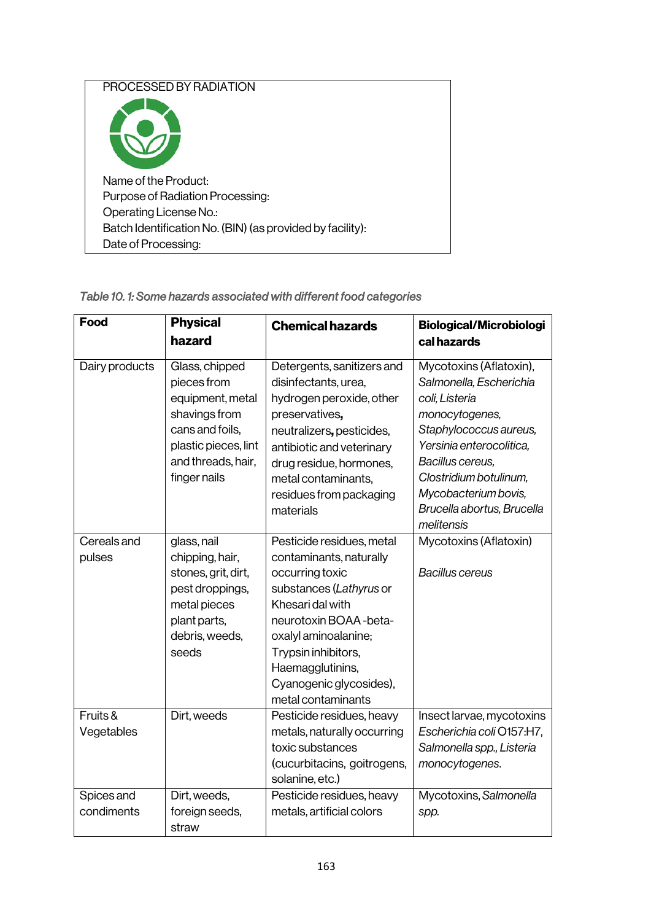PROCESSED BY RADIATION

Name of the Product:
Purpose of Radiation Processing:
Operating License No.:
Batch Identification No. (BIN) (as provided by facility):
Date of Processing:

*Table 10. 1: Some hazards associated with different food categories*

| **Food** | **Physical hazard** | **Chemical hazards** | **Biological/Microbiological hazards** |
|---|---|---|---|
| Dairy products | Glass, chipped pieces from equipment, metal shavings from cans and foils, plastic pieces, lint and threads, hair, finger nails | Detergents, sanitizers and disinfectants, urea, hydrogen peroxide, other preservatives**,** neutralizers**,** pesticides, antibiotic and veterinary drug residue, hormones, metal contaminants, residues from packaging materials | Mycotoxins (Aflatoxin), *Salmonella, Escherichia coli, Listeria monocytogenes, Staphylococcus aureus, Yersinia enterocolitica, Bacillus cereus, Clostridium botulinum, Mycobacterium bovis, Brucella abortus, Brucella melitensis* |
| Cereals and pulses | glass, nail chipping, hair, stones, grit, dirt, pest droppings, metal pieces plant parts, debris, weeds, seeds | Pesticide residues, metal contaminants, naturally occurring toxic substances (*Lathyrus* or Khesari dal with neurotoxin BOAA -beta-oxalyl aminoalanine; Trypsin inhibitors, Haemagglutinins, Cyanogenic glycosides), metal contaminants | Mycotoxins (Aflatoxin)<br><br>*Bacillus cereus* |
| Fruits & Vegetables | Dirt, weeds | Pesticide residues, heavy metals, naturally occurring toxic substances (cucurbitacins, goitrogens, solanine, etc.) | Insect larvae, mycotoxins *Escherichia coli* O157:H7, *Salmonella spp., Listeria monocytogenes.* |
| Spices and condiments | Dirt, weeds, foreign seeds, straw | Pesticide residues, heavy metals, artificial colors | Mycotoxins, *Salmonella spp.* |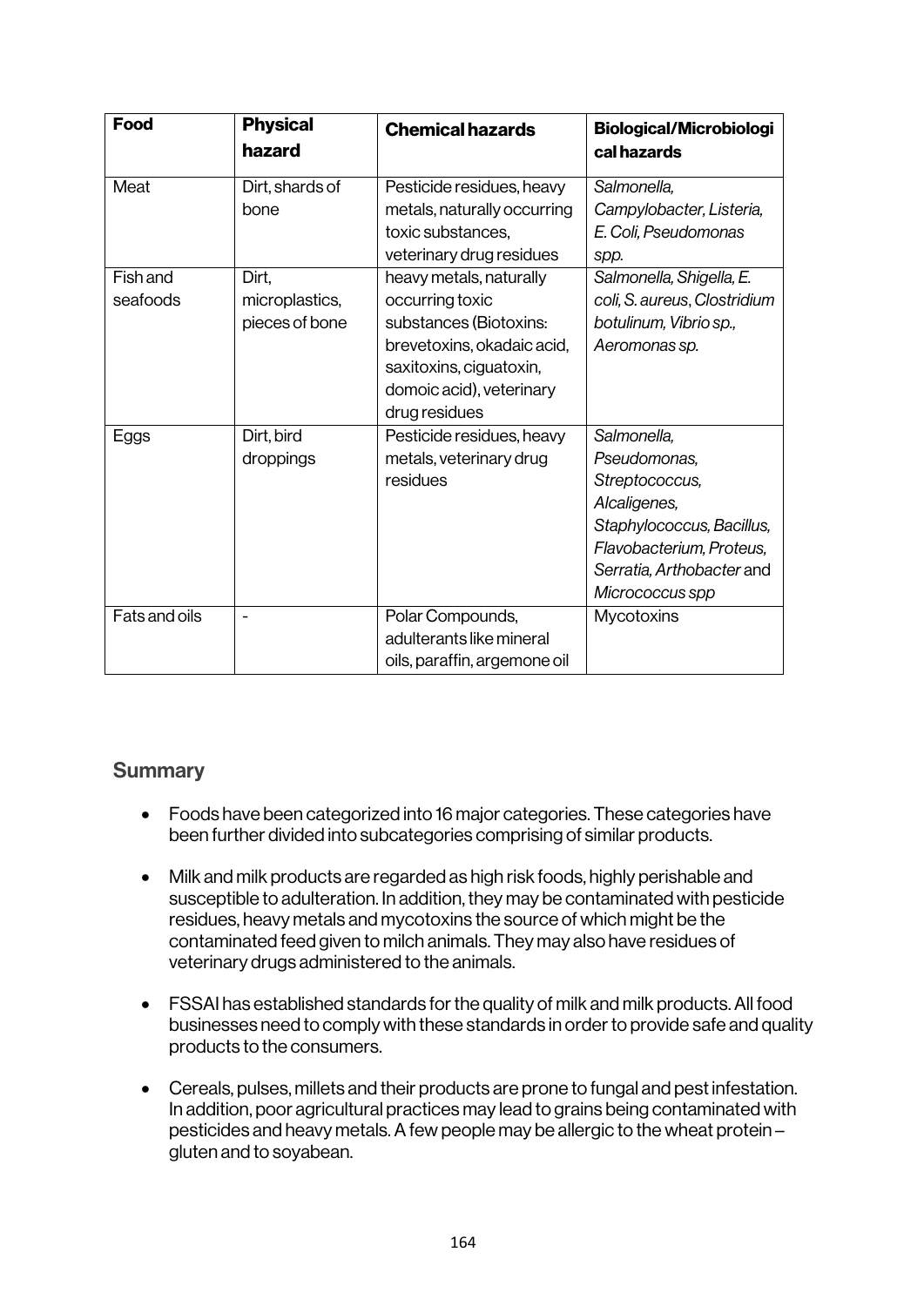| Food | Physical hazard | Chemical hazards | Biological/Microbiological hazards |
|---|---|---|---|
| Meat | Dirt, shards of bone | Pesticide residues, heavy metals, naturally occurring toxic substances, veterinary drug residues | *Salmonella, Campylobacter, Listeria, E. Coli, Pseudomonas spp.* |
| Fish and seafoods | Dirt, microplastics, pieces of bone | heavy metals, naturally occurring toxic substances (Biotoxins: brevetoxins, okadaic acid, saxitoxins, ciguatoxin, domoic acid), veterinary drug residues | *Salmonella, Shigella, E. coli, S. aureus, Clostridium botulinum, Vibrio sp., Aeromonas sp.* |
| Eggs | Dirt, bird droppings | Pesticide residues, heavy metals, veterinary drug residues | *Salmonella, Pseudomonas, Streptococcus, Alcaligenes, Staphylococcus, Bacillus, Flavobacterium, Proteus, Serratia, Arthobacter* and *Micrococcus spp* |
| Fats and oils | - | Polar Compounds, adulterants like mineral oils, paraffin, argemone oil | Mycotoxins |

## Summary

- Foods have been categorized into 16 major categories. These categories have been further divided into subcategories comprising of similar products.
- Milk and milk products are regarded as high risk foods, highly perishable and susceptible to adulteration. In addition, they may be contaminated with pesticide residues, heavy metals and mycotoxins the source of which might be the contaminated feed given to milch animals. They may also have residues of veterinary drugs administered to the animals.
- FSSAI has established standards for the quality of milk and milk products. All food businesses need to comply with these standards in order to provide safe and quality products to the consumers.
- Cereals, pulses, millets and their products are prone to fungal and pest infestation. In addition, poor agricultural practices may lead to grains being contaminated with pesticides and heavy metals. A few people may be allergic to the wheat protein – gluten and to soyabean.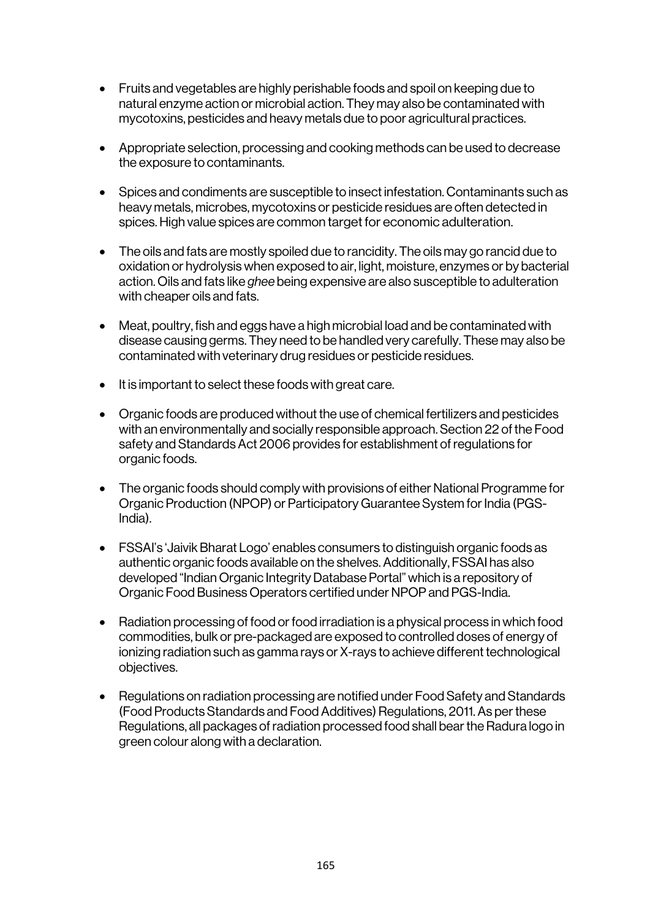- Fruits and vegetables are highly perishable foods and spoil on keeping due to natural enzyme action or microbial action. They may also be contaminated with mycotoxins, pesticides and heavy metals due to poor agricultural practices.

- Appropriate selection, processing and cooking methods can be used to decrease the exposure to contaminants.

- Spices and condiments are susceptible to insect infestation. Contaminants such as heavy metals, microbes, mycotoxins or pesticide residues are often detected in spices. High value spices are common target for economic adulteration.

- The oils and fats are mostly spoiled due to rancidity. The oils may go rancid due to oxidation or hydrolysis when exposed to air, light, moisture, enzymes or by bacterial action. Oils and fats like *ghee* being expensive are also susceptible to adulteration with cheaper oils and fats.

- Meat, poultry, fish and eggs have a high microbial load and be contaminated with disease causing germs. They need to be handled very carefully. These may also be contaminated with veterinary drug residues or pesticide residues.

- It is important to select these foods with great care.

- Organic foods are produced without the use of chemical fertilizers and pesticides with an environmentally and socially responsible approach. Section 22 of the Food safety and Standards Act 2006 provides for establishment of regulations for organic foods.

- The organic foods should comply with provisions of either National Programme for Organic Production (NPOP) or Participatory Guarantee System for India (PGS-India).

- FSSAI's 'Jaivik Bharat Logo' enables consumers to distinguish organic foods as authentic organic foods available on the shelves. Additionally, FSSAI has also developed "Indian Organic Integrity Database Portal" which is a repository of Organic Food Business Operators certified under NPOP and PGS-India.

- Radiation processing of food or food irradiation is a physical process in which food commodities, bulk or pre-packaged are exposed to controlled doses of energy of ionizing radiation such as gamma rays or X-rays to achieve different technological objectives.

- Regulations on radiation processing are notified under Food Safety and Standards (Food Products Standards and Food Additives) Regulations, 2011. As per these Regulations, all packages of radiation processed food shall bear the Radura logo in green colour along with a declaration.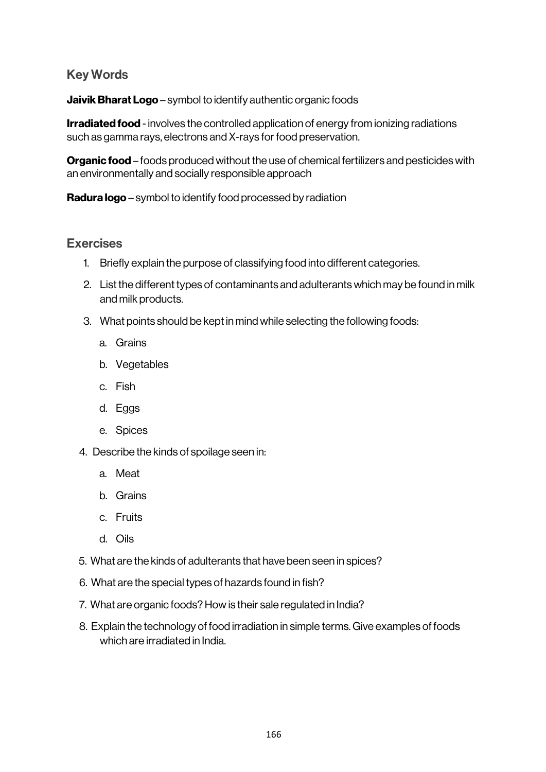## Key Words

**Jaivik Bharat Logo** – symbol to identify authentic organic foods

**Irradiated food** - involves the controlled application of energy from ionizing radiations such as gamma rays, electrons and X-rays for food preservation.

**Organic food** – foods produced without the use of chemical fertilizers and pesticides with an environmentally and socially responsible approach

**Radura logo** – symbol to identify food processed by radiation

## Exercises

1. Briefly explain the purpose of classifying food into different categories.
2. List the different types of contaminants and adulterants which may be found in milk and milk products.
3. What points should be kept in mind while selecting the following foods:
   a. Grains
   b. Vegetables
   c. Fish
   d. Eggs
   e. Spices
4. Describe the kinds of spoilage seen in:
   a. Meat
   b. Grains
   c. Fruits
   d. Oils
5. What are the kinds of adulterants that have been seen in spices?
6. What are the special types of hazards found in fish?
7. What are organic foods? How is their sale regulated in India?
8. Explain the technology of food irradiation in simple terms. Give examples of foods which are irradiated in India.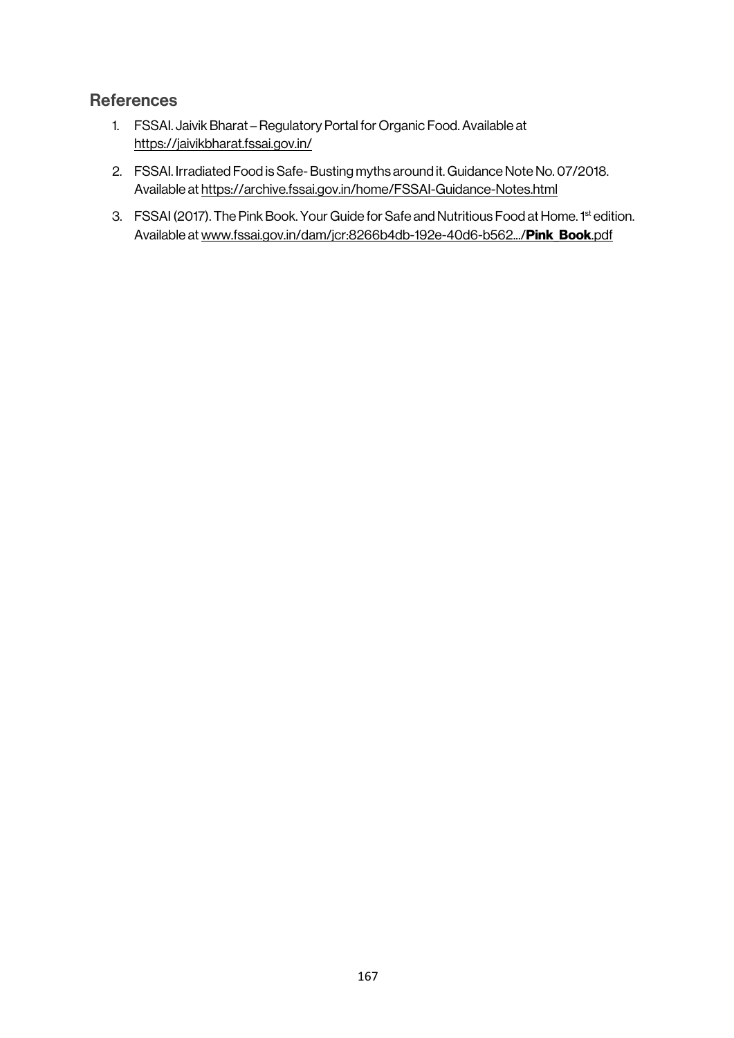## References

1. FSSAI. Jaivik Bharat – Regulatory Portal for Organic Food. Available at https://jaivikbharat.fssai.gov.in/
2. FSSAI. Irradiated Food is Safe- Busting myths around it. Guidance Note No. 07/2018. Available at https://archive.fssai.gov.in/home/FSSAI-Guidance-Notes.html
3. FSSAI (2017). The Pink Book. Your Guide for Safe and Nutritious Food at Home. 1st edition. Available at www.fssai.gov.in/dam/jcr:8266b4db-192e-40d6-b562.../**Pink_Book**.pdf